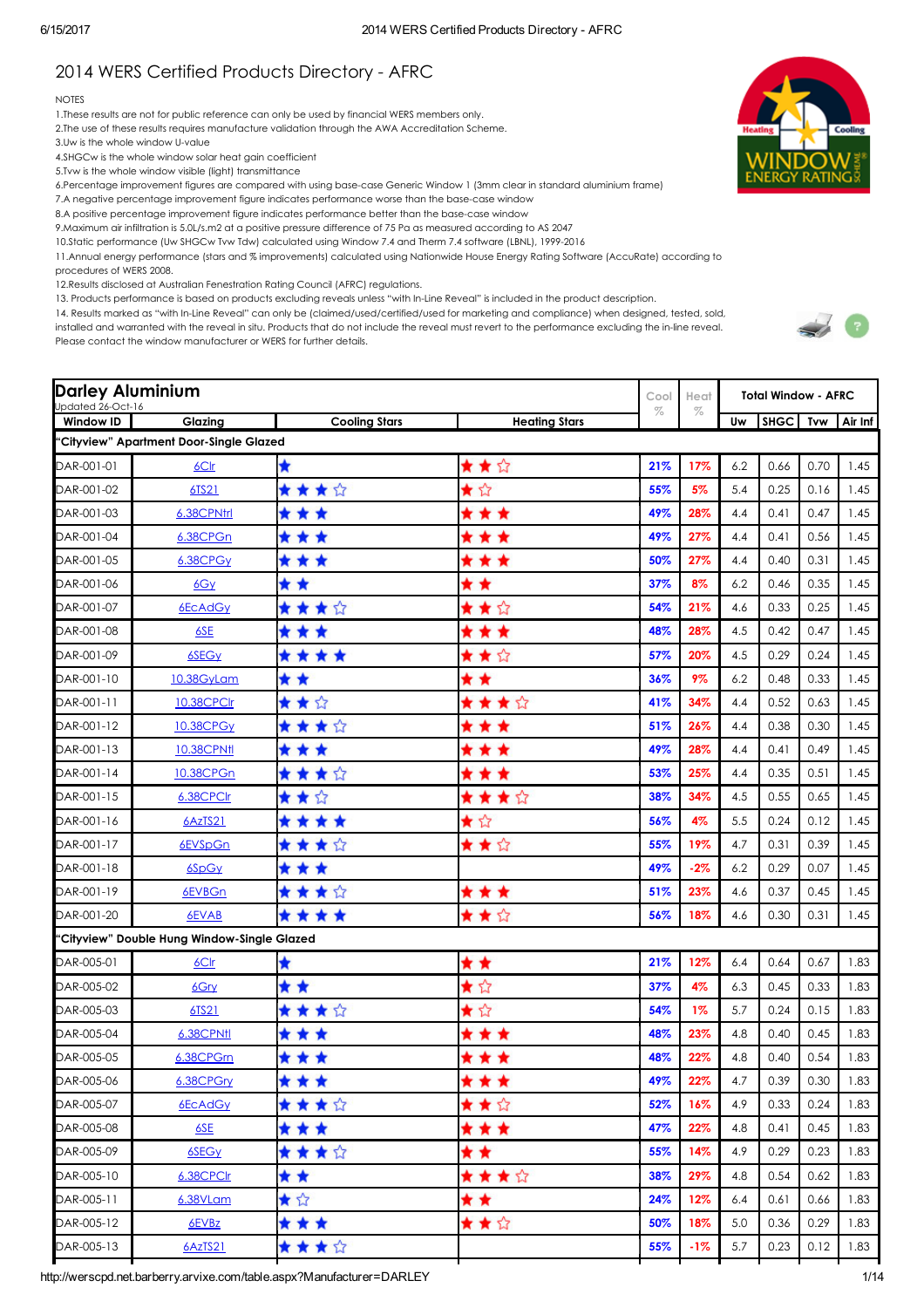# 2014 WERS Certified Products Directory - AFRC

NOTES

1. These results are not for public reference can only be used by financial WERS members only.
2. The use of these results requires manufacture validation through the AWA Accreditation Scheme.
3. Uw is the whole window U-value
4. SHGCw is the whole window solar heat gain coefficient
5. Tvw is the whole window visible (light) transmittance
6. Percentage improvement figures are compared with using base-case Generic Window 1 (3mm clear in standard aluminium frame)
7. A negative percentage improvement figure indicates performance worse than the base-case window
8. A positive percentage improvement figure indicates performance better than the base-case window
9. Maximum air infiltration is 5.0L/s.m2 at a positive pressure difference of 75 Pa as measured according to AS 2047
10. Static performance (Uw SHGCw Tvw Tdw) calculated using Window 7.4 and Therm 7.4 software (LBNL), 1999-2016
11. Annual energy performance (stars and % improvements) calculated using Nationwide House Energy Rating Software (AccuRate) according to procedures of WERS 2008.
12. Results disclosed at Australian Fenestration Rating Council (AFRC) regulations.
13. Products performance is based on products excluding reveals unless "with In-Line Reveal" is included in the product description.
14. Results marked as "with In-Line Reveal" can only be (claimed/used/certified/used for marketing and compliance) when designed, tested, sold, installed and warranted with the reveal in situ. Products that do not include the reveal must revert to the performance excluding the in-line reveal. Please contact the window manufacturer or WERS for further details.

## Darley Aluminium

Updated 26-Oct-16

| Window ID | Glazing | Cooling Stars | Heating Stars | Cool % | Heat % | Total Window - AFRC | | | |
|---|---|---|---|---|---|---|---|---|---|
| | | | | | | Uw | SHGC | Tvw | Air Inf |
| **"Cityview" Apartment Door-Single Glazed** | | | | | | | | | |
| DAR-001-01 | 6Clr | ★ | ★★☆ | 21% | 17% | 6.2 | 0.66 | 0.70 | 1.45 |
| DAR-001-02 | 6TS21 | ★★★☆ | ★☆ | 55% | 5% | 5.4 | 0.25 | 0.16 | 1.45 |
| DAR-001-03 | 6.38CPNtrl | ★★★ | ★★★ | 49% | 28% | 4.4 | 0.41 | 0.47 | 1.45 |
| DAR-001-04 | 6.38CPGn | ★★★ | ★★★ | 49% | 27% | 4.4 | 0.41 | 0.56 | 1.45 |
| DAR-001-05 | 6.38CPGy | ★★★ | ★★★ | 50% | 27% | 4.4 | 0.40 | 0.31 | 1.45 |
| DAR-001-06 | 6Gy | ★★ | ★★ | 37% | 8% | 6.2 | 0.46 | 0.35 | 1.45 |
| DAR-001-07 | 6EcAdGy | ★★★☆ | ★★☆ | 54% | 21% | 4.6 | 0.33 | 0.25 | 1.45 |
| DAR-001-08 | 6SE | ★★★ | ★★★ | 48% | 28% | 4.5 | 0.42 | 0.47 | 1.45 |
| DAR-001-09 | 6SEGy | ★★★★ | ★★☆ | 57% | 20% | 4.5 | 0.29 | 0.24 | 1.45 |
| DAR-001-10 | 10.38GyLam | ★★ | ★★ | 36% | 9% | 6.2 | 0.48 | 0.33 | 1.45 |
| DAR-001-11 | 10.38CPClr | ★★☆ | ★★★☆ | 41% | 34% | 4.4 | 0.52 | 0.63 | 1.45 |
| DAR-001-12 | 10.38CPGy | ★★★☆ | ★★★ | 51% | 26% | 4.4 | 0.38 | 0.30 | 1.45 |
| DAR-001-13 | 10.38CPNtl | ★★★ | ★★★ | 49% | 28% | 4.4 | 0.41 | 0.49 | 1.45 |
| DAR-001-14 | 10.38CPGn | ★★★☆ | ★★★ | 53% | 25% | 4.4 | 0.35 | 0.51 | 1.45 |
| DAR-001-15 | 6.38CPClr | ★★☆ | ★★★☆ | 38% | 34% | 4.5 | 0.55 | 0.65 | 1.45 |
| DAR-001-16 | 6AzTS21 | ★★★★ | ★☆ | 56% | 4% | 5.5 | 0.24 | 0.12 | 1.45 |
| DAR-001-17 | 6EVSpGn | ★★★☆ | ★★☆ | 55% | 19% | 4.7 | 0.31 | 0.39 | 1.45 |
| DAR-001-18 | 6SpGy | ★★★ | | 49% | -2% | 6.2 | 0.29 | 0.07 | 1.45 |
| DAR-001-19 | 6EVBGn | ★★★☆ | ★★★ | 51% | 23% | 4.6 | 0.37 | 0.45 | 1.45 |
| DAR-001-20 | 6EVAB | ★★★★ | ★★☆ | 56% | 18% | 4.6 | 0.30 | 0.31 | 1.45 |
| **"Cityview" Double Hung Window-Single Glazed** | | | | | | | | | |
| DAR-005-01 | 6Clr | ★ | ★★ | 21% | 12% | 6.4 | 0.64 | 0.67 | 1.83 |
| DAR-005-02 | 6Gry | ★★ | ★☆ | 37% | 4% | 6.3 | 0.45 | 0.33 | 1.83 |
| DAR-005-03 | 6TS21 | ★★★☆ | ★☆ | 54% | 1% | 5.7 | 0.24 | 0.15 | 1.83 |
| DAR-005-04 | 6.38CPNtl | ★★★ | ★★★ | 48% | 23% | 4.8 | 0.40 | 0.45 | 1.83 |
| DAR-005-05 | 6.38CPGrn | ★★★ | ★★★ | 48% | 22% | 4.8 | 0.40 | 0.54 | 1.83 |
| DAR-005-06 | 6.38CPGry | ★★★ | ★★★ | 49% | 22% | 4.7 | 0.39 | 0.30 | 1.83 |
| DAR-005-07 | 6EcAdGy | ★★★☆ | ★★☆ | 52% | 16% | 4.9 | 0.33 | 0.24 | 1.83 |
| DAR-005-08 | 6SE | ★★★ | ★★★ | 47% | 22% | 4.8 | 0.41 | 0.45 | 1.83 |
| DAR-005-09 | 6SEGy | ★★★☆ | ★★ | 55% | 14% | 4.9 | 0.29 | 0.23 | 1.83 |
| DAR-005-10 | 6.38CPClr | ★★ | ★★★☆ | 38% | 29% | 4.8 | 0.54 | 0.62 | 1.83 |
| DAR-005-11 | 6.38VLam | ★☆ | ★★ | 24% | 12% | 6.4 | 0.61 | 0.66 | 1.83 |
| DAR-005-12 | 6EVBz | ★★★ | ★★☆ | 50% | 18% | 5.0 | 0.36 | 0.29 | 1.83 |
| DAR-005-13 | 6AzTS21 | ★★★☆ | | 55% | -1% | 5.7 | 0.23 | 0.12 | 1.83 |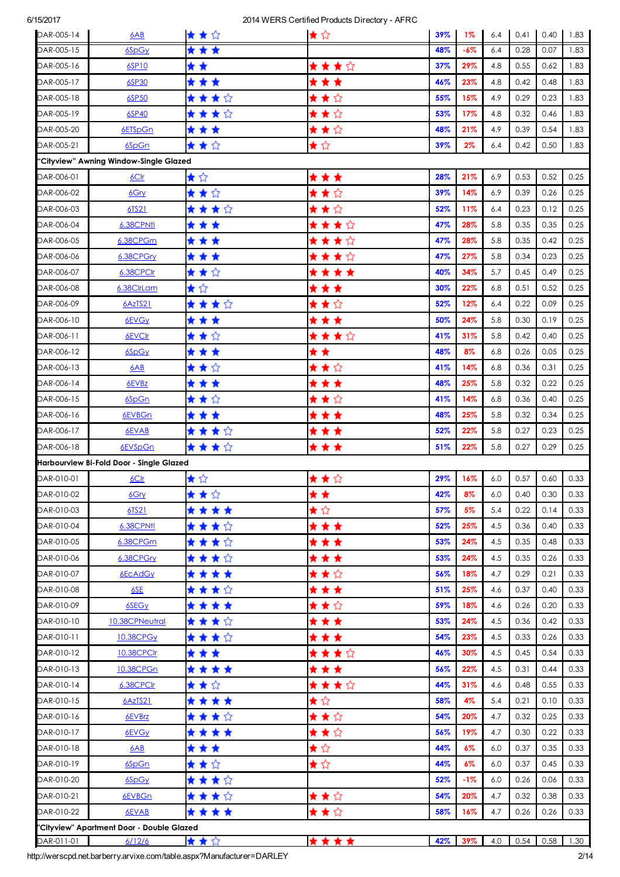| | | | | | | | | | |
|---|---|---|---|---|---|---|---|---|---|
| DAR-005-14 | 6AB | ★★☆ | ★☆ | 39% | 1% | 6.4 | 0.41 | 0.40 | 1.83 |
| DAR-005-15 | 6SpGy | ★★★ | | 48% | -6% | 6.4 | 0.28 | 0.07 | 1.83 |
| DAR-005-16 | 6SP10 | ★★ | ★★★☆ | 37% | 29% | 4.8 | 0.55 | 0.62 | 1.83 |
| DAR-005-17 | 6SP30 | ★★★ | ★★★ | 46% | 23% | 4.8 | 0.42 | 0.48 | 1.83 |
| DAR-005-18 | 6SP50 | ★★★☆ | ★★☆ | 55% | 15% | 4.9 | 0.29 | 0.23 | 1.83 |
| DAR-005-19 | 6SP40 | ★★★☆ | ★★☆ | 53% | 17% | 4.8 | 0.32 | 0.46 | 1.83 |
| DAR-005-20 | 6ETSpGn | ★★★ | ★★☆ | 48% | 21% | 4.9 | 0.39 | 0.54 | 1.83 |
| DAR-005-21 | 6SpGn | ★★☆ | ★☆ | 39% | 2% | 6.4 | 0.42 | 0.50 | 1.83 |
| **"Cityview" Awning Window-Single Glazed** | | | | | | | | | |
| DAR-006-01 | 6Clr | ★☆ | ★★★ | 28% | 21% | 6.9 | 0.53 | 0.52 | 0.25 |
| DAR-006-02 | 6Gry | ★★☆ | ★★☆ | 39% | 14% | 6.9 | 0.39 | 0.26 | 0.25 |
| DAR-006-03 | 6TS21 | ★★★☆ | ★★☆ | 52% | 11% | 6.4 | 0.23 | 0.12 | 0.25 |
| DAR-006-04 | 6.38CPNtl | ★★★ | ★★★☆ | 47% | 28% | 5.8 | 0.35 | 0.35 | 0.25 |
| DAR-006-05 | 6.38CPGrn | ★★★ | ★★★☆ | 47% | 28% | 5.8 | 0.35 | 0.42 | 0.25 |
| DAR-006-06 | 6.38CPGry | ★★★ | ★★★☆ | 47% | 27% | 5.8 | 0.34 | 0.23 | 0.25 |
| DAR-006-07 | 6.38CPClr | ★★☆ | ★★★★ | 40% | 34% | 5.7 | 0.45 | 0.49 | 0.25 |
| DAR-006-08 | 6.38ClrLam | ★☆ | ★★★ | 30% | 22% | 6.8 | 0.51 | 0.52 | 0.25 |
| DAR-006-09 | 6AzTS21 | ★★★☆ | ★★☆ | 52% | 12% | 6.4 | 0.22 | 0.09 | 0.25 |
| DAR-006-10 | 6EVGy | ★★★ | ★★★ | 50% | 24% | 5.8 | 0.30 | 0.19 | 0.25 |
| DAR-006-11 | 6EVClr | ★★☆ | ★★★☆ | 41% | 31% | 5.8 | 0.42 | 0.40 | 0.25 |
| DAR-006-12 | 6SpGy | ★★★ | ★★ | 48% | 8% | 6.8 | 0.26 | 0.05 | 0.25 |
| DAR-006-13 | 6AB | ★★☆ | ★★☆ | 41% | 14% | 6.8 | 0.36 | 0.31 | 0.25 |
| DAR-006-14 | 6EVBz | ★★★ | ★★★ | 48% | 25% | 5.8 | 0.32 | 0.22 | 0.25 |
| DAR-006-15 | 6SpGn | ★★☆ | ★★☆ | 41% | 14% | 6.8 | 0.36 | 0.40 | 0.25 |
| DAR-006-16 | 6EVBGn | ★★★ | ★★★ | 48% | 25% | 5.8 | 0.32 | 0.34 | 0.25 |
| DAR-006-17 | 6EVAB | ★★★☆ | ★★★ | 52% | 22% | 5.8 | 0.27 | 0.23 | 0.25 |
| DAR-006-18 | 6EVSpGn | ★★★☆ | ★★★ | 51% | 22% | 5.8 | 0.27 | 0.29 | 0.25 |
| **Harbourview Bi-Fold Door - Single Glazed** | | | | | | | | | |
| DAR-010-01 | 6Clr | ★☆ | ★★☆ | 29% | 16% | 6.0 | 0.57 | 0.60 | 0.33 |
| DAR-010-02 | 6Gry | ★★☆ | ★★ | 42% | 8% | 6.0 | 0.40 | 0.30 | 0.33 |
| DAR-010-03 | 6TS21 | ★★★★ | ★☆ | 57% | 5% | 5.4 | 0.22 | 0.14 | 0.33 |
| DAR-010-04 | 6.38CPNtl | ★★★☆ | ★★★ | 52% | 25% | 4.5 | 0.36 | 0.40 | 0.33 |
| DAR-010-05 | 6.38CPGrn | ★★★☆ | ★★★ | 53% | 24% | 4.5 | 0.35 | 0.48 | 0.33 |
| DAR-010-06 | 6.38CPGry | ★★★☆ | ★★★ | 53% | 24% | 4.5 | 0.35 | 0.26 | 0.33 |
| DAR-010-07 | 6EcAdGy | ★★★★ | ★★☆ | 56% | 18% | 4.7 | 0.29 | 0.21 | 0.33 |
| DAR-010-08 | 6SE | ★★★☆ | ★★★ | 51% | 25% | 4.6 | 0.37 | 0.40 | 0.33 |
| DAR-010-09 | 6SEGy | ★★★★ | ★★☆ | 59% | 18% | 4.6 | 0.26 | 0.20 | 0.33 |
| DAR-010-10 | 10.38CPNeutral | ★★★☆ | ★★★ | 53% | 24% | 4.5 | 0.36 | 0.42 | 0.33 |
| DAR-010-11 | 10.38CPGy | ★★★☆ | ★★★ | 54% | 23% | 4.5 | 0.33 | 0.26 | 0.33 |
| DAR-010-12 | 10.38CPClr | ★★★ | ★★★☆ | 46% | 30% | 4.5 | 0.45 | 0.54 | 0.33 |
| DAR-010-13 | 10.38CPGn | ★★★★ | ★★★ | 56% | 22% | 4.5 | 0.31 | 0.44 | 0.33 |
| DAR-010-14 | 6.38CPClr | ★★☆ | ★★★☆ | 44% | 31% | 4.6 | 0.48 | 0.55 | 0.33 |
| DAR-010-15 | 6AzTS21 | ★★★★ | ★☆ | 58% | 4% | 5.4 | 0.21 | 0.10 | 0.33 |
| DAR-010-16 | 6EVBrz | ★★★☆ | ★★☆ | 54% | 20% | 4.7 | 0.32 | 0.25 | 0.33 |
| DAR-010-17 | 6EVGy | ★★★★ | ★★☆ | 56% | 19% | 4.7 | 0.30 | 0.22 | 0.33 |
| DAR-010-18 | 6AB | ★★★ | ★☆ | 44% | 6% | 6.0 | 0.37 | 0.35 | 0.33 |
| DAR-010-19 | 6SpGn | ★★☆ | ★☆ | 44% | 6% | 6.0 | 0.37 | 0.45 | 0.33 |
| DAR-010-20 | 6SpGy | ★★★☆ | | 52% | -1% | 6.0 | 0.26 | 0.06 | 0.33 |
| DAR-010-21 | 6EVBGn | ★★★☆ | ★★☆ | 54% | 20% | 4.7 | 0.32 | 0.38 | 0.33 |
| DAR-010-22 | 6EVAB | ★★★★ | ★★☆ | 58% | 16% | 4.7 | 0.26 | 0.26 | 0.33 |
| **"Cityview" Apartment Door - Double Glazed** | | | | | | | | | |
| DAR-011-01 | 6/12/6 | ★★☆ | ★★★★ | 42% | 39% | 4.0 | 0.54 | 0.58 | 1.30 |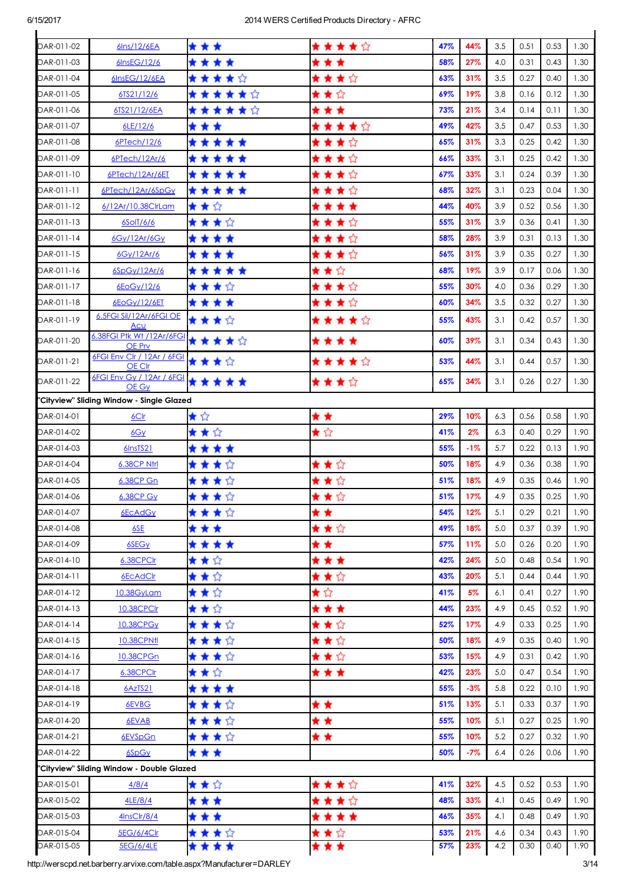| | | | | | | | | | |
|---|---|---|---|---|---|---|---|---|---|
| DAR-011-02 | 6Ins/12/6EA | ★★★ | ★★★★☆ | 47% | 44% | 3.5 | 0.51 | 0.53 | 1.30 |
| DAR-011-03 | 6InsEG/12/6 | ★★★★ | ★★★ | 58% | 27% | 4.0 | 0.31 | 0.43 | 1.30 |
| DAR-011-04 | 6InsEG/12/6EA | ★★★★☆ | ★★★☆ | 63% | 31% | 3.5 | 0.27 | 0.40 | 1.30 |
| DAR-011-05 | 6TS21/12/6 | ★★★★★☆ | ★★☆ | 69% | 19% | 3.8 | 0.16 | 0.12 | 1.30 |
| DAR-011-06 | 6TS21/12/6EA | ★★★★★☆ | ★★★ | 73% | 21% | 3.4 | 0.14 | 0.11 | 1.30 |
| DAR-011-07 | 6LE/12/6 | ★★★ | ★★★★☆ | 49% | 42% | 3.5 | 0.47 | 0.53 | 1.30 |
| DAR-011-08 | 6PTech/12/6 | ★★★★★ | ★★★☆ | 65% | 31% | 3.3 | 0.25 | 0.42 | 1.30 |
| DAR-011-09 | 6PTech/12Ar/6 | ★★★★★ | ★★★☆ | 66% | 33% | 3.1 | 0.25 | 0.42 | 1.30 |
| DAR-011-10 | 6PTech/12Ar/6ET | ★★★★★ | ★★★☆ | 67% | 33% | 3.1 | 0.24 | 0.39 | 1.30 |
| DAR-011-11 | 6PTech/12Ar/6SpGy | ★★★★★ | ★★★☆ | 68% | 32% | 3.1 | 0.23 | 0.04 | 1.30 |
| DAR-011-12 | 6/12Ar/10.38ClrLam | ★★☆ | ★★★★ | 44% | 40% | 3.9 | 0.52 | 0.56 | 1.30 |
| DAR-011-13 | 6SolT/6/6 | ★★★☆ | ★★★☆ | 55% | 31% | 3.9 | 0.36 | 0.41 | 1.30 |
| DAR-011-14 | 6Gy/12Ar/6Gy | ★★★★ | ★★★☆ | 58% | 28% | 3.9 | 0.31 | 0.13 | 1.30 |
| DAR-011-15 | 6Gy/12Ar/6 | ★★★★ | ★★★☆ | 56% | 31% | 3.9 | 0.35 | 0.27 | 1.30 |
| DAR-011-16 | 6SpGy/12Ar/6 | ★★★★★ | ★★☆ | 68% | 19% | 3.9 | 0.17 | 0.06 | 1.30 |
| DAR-011-17 | 6EoGy/12/6 | ★★★☆ | ★★★☆ | 55% | 30% | 4.0 | 0.36 | 0.29 | 1.30 |
| DAR-011-18 | 6EoGy/12/6ET | ★★★★ | ★★★☆ | 60% | 34% | 3.5 | 0.32 | 0.27 | 1.30 |
| DAR-011-19 | 6.5FGl Sil/12Ar/6FGl OE Acu | ★★★☆ | ★★★★☆ | 55% | 43% | 3.1 | 0.42 | 0.57 | 1.30 |
| DAR-011-20 | 6.38FGl Ptk Wt /12Ar/6FGl OE Prv | ★★★★☆ | ★★★★ | 60% | 39% | 3.1 | 0.34 | 0.43 | 1.30 |
| DAR-011-21 | 6FGl Env Clr / 12Ar / 6FGl OE Clr | ★★★☆ | ★★★★☆ | 53% | 44% | 3.1 | 0.44 | 0.57 | 1.30 |
| DAR-011-22 | 6FGl Env Gy / 12Ar / 6FGl OE Gy | ★★★★★ | ★★★☆ | 65% | 34% | 3.1 | 0.26 | 0.27 | 1.30 |
| **"Cityview" Sliding Window - Single Glazed** | | | | | | | | | |
| DAR-014-01 | 6Clr | ★☆ | ★★ | 29% | 10% | 6.3 | 0.56 | 0.58 | 1.90 |
| DAR-014-02 | 6Gy | ★★☆ | ★☆ | 41% | 2% | 6.3 | 0.40 | 0.29 | 1.90 |
| DAR-014-03 | 6InsTS21 | ★★★★ | | 55% | -1% | 5.7 | 0.22 | 0.13 | 1.90 |
| DAR-014-04 | 6.38CP Ntrl | ★★★☆ | ★★☆ | 50% | 18% | 4.9 | 0.36 | 0.38 | 1.90 |
| DAR-014-05 | 6.38CP Gn | ★★★☆ | ★★☆ | 51% | 18% | 4.9 | 0.35 | 0.46 | 1.90 |
| DAR-014-06 | 6.38CP Gy | ★★★☆ | ★★☆ | 51% | 17% | 4.9 | 0.35 | 0.25 | 1.90 |
| DAR-014-07 | 6EcAdGy | ★★★☆ | ★★ | 54% | 12% | 5.1 | 0.29 | 0.21 | 1.90 |
| DAR-014-08 | 6SE | ★★★ | ★★☆ | 49% | 18% | 5.0 | 0.37 | 0.39 | 1.90 |
| DAR-014-09 | 6SEGy | ★★★★ | ★★ | 57% | 11% | 5.0 | 0.26 | 0.20 | 1.90 |
| DAR-014-10 | 6.38CPClr | ★★☆ | ★★★ | 42% | 24% | 5.0 | 0.48 | 0.54 | 1.90 |
| DAR-014-11 | 6EcAdClr | ★★☆ | ★★☆ | 43% | 20% | 5.1 | 0.44 | 0.44 | 1.90 |
| DAR-014-12 | 10.38GyLam | ★★☆ | ★☆ | 41% | 5% | 6.1 | 0.41 | 0.27 | 1.90 |
| DAR-014-13 | 10.38CPClr | ★★☆ | ★★★ | 44% | 23% | 4.9 | 0.45 | 0.52 | 1.90 |
| DAR-014-14 | 10.38CPGy | ★★★☆ | ★★☆ | 52% | 17% | 4.9 | 0.33 | 0.25 | 1.90 |
| DAR-014-15 | 10.38CPNtl | ★★★☆ | ★★☆ | 50% | 18% | 4.9 | 0.35 | 0.40 | 1.90 |
| DAR-014-16 | 10.38CPGn | ★★★☆ | ★★☆ | 53% | 15% | 4.9 | 0.31 | 0.42 | 1.90 |
| DAR-014-17 | 6.38CPClr | ★★☆ | ★★★ | 42% | 23% | 5.0 | 0.47 | 0.54 | 1.90 |
| DAR-014-18 | 6AzTS21 | ★★★★ | | 55% | -3% | 5.8 | 0.22 | 0.10 | 1.90 |
| DAR-014-19 | 6EVBG | ★★★☆ | ★★ | 51% | 13% | 5.1 | 0.33 | 0.37 | 1.90 |
| DAR-014-20 | 6EVAB | ★★★☆ | ★★ | 55% | 10% | 5.1 | 0.27 | 0.25 | 1.90 |
| DAR-014-21 | 6EVSpGn | ★★★☆ | ★★ | 55% | 10% | 5.2 | 0.27 | 0.32 | 1.90 |
| DAR-014-22 | 6SpGy | ★★★ | | 50% | -7% | 6.4 | 0.26 | 0.06 | 1.90 |
| **"Cityview" Sliding Window - Double Glazed** | | | | | | | | | |
| DAR-015-01 | 4/8/4 | ★★☆ | ★★★☆ | 41% | 32% | 4.5 | 0.52 | 0.53 | 1.90 |
| DAR-015-02 | 4LE/8/4 | ★★★ | ★★★☆ | 48% | 33% | 4.1 | 0.45 | 0.49 | 1.90 |
| DAR-015-03 | 4InsClr/8/4 | ★★★ | ★★★★ | 46% | 35% | 4.1 | 0.48 | 0.49 | 1.90 |
| DAR-015-04 | 5EG/6/4Clr | ★★★☆ | ★★☆ | 53% | 21% | 4.6 | 0.34 | 0.43 | 1.90 |
| DAR-015-05 | 5EG/6/4LE | ★★★★ | ★★★ | 57% | 23% | 4.2 | 0.30 | 0.40 | 1.90 |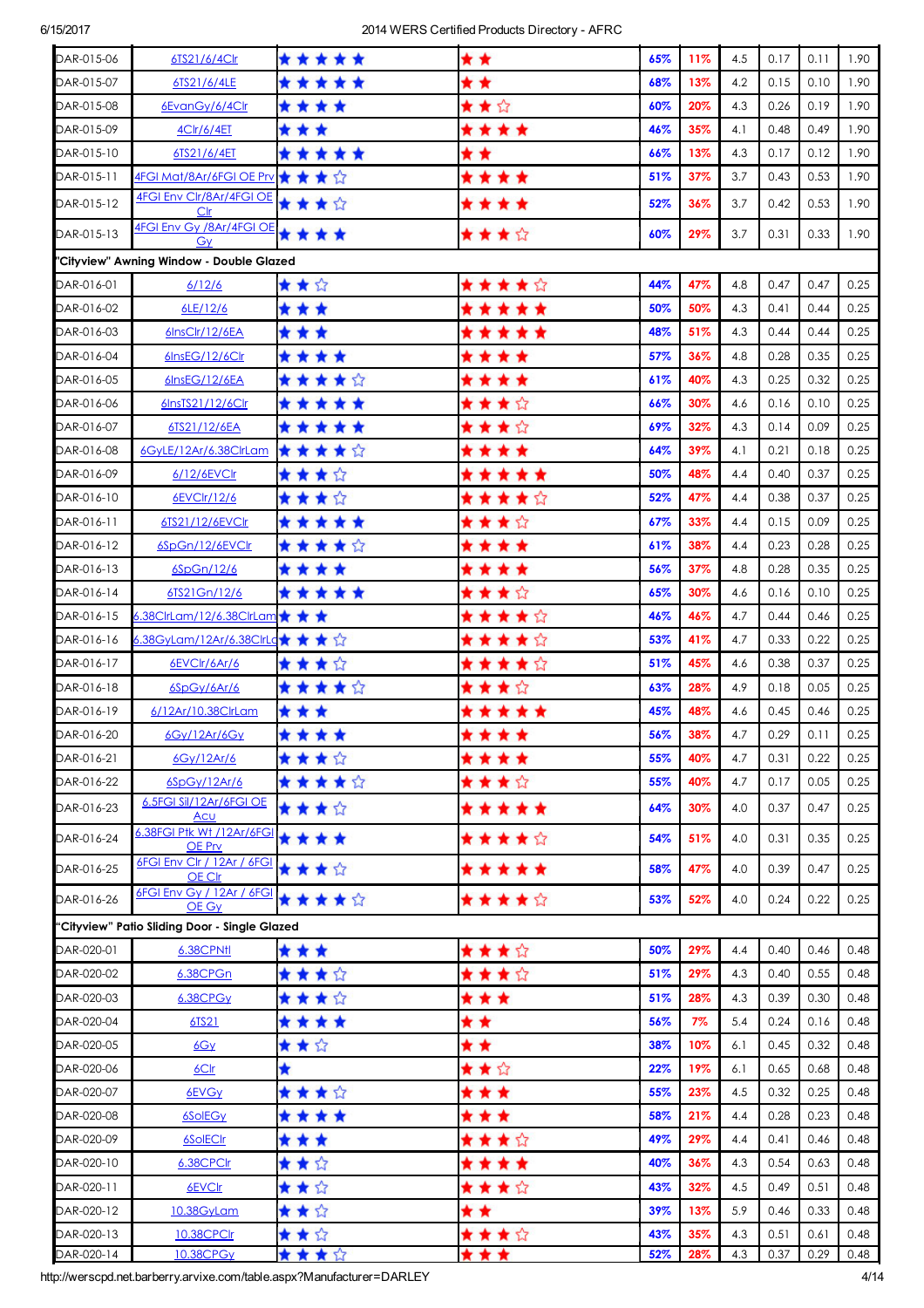| | | | | | | | | | |
|---|---|---|---|---|---|---|---|---|---|
| DAR-015-06 | 6TS21/6/4Clr | ★★★★★ | ★★ | 65% | 11% | 4.5 | 0.17 | 0.11 | 1.90 |
| DAR-015-07 | 6TS21/6/4LE | ★★★★★ | ★★ | 68% | 13% | 4.2 | 0.15 | 0.10 | 1.90 |
| DAR-015-08 | 6EvanGy/6/4Clr | ★★★★ | ★★☆ | 60% | 20% | 4.3 | 0.26 | 0.19 | 1.90 |
| DAR-015-09 | 4Clr/6/4ET | ★★★ | ★★★★ | 46% | 35% | 4.1 | 0.48 | 0.49 | 1.90 |
| DAR-015-10 | 6TS21/6/4ET | ★★★★★ | ★★ | 66% | 13% | 4.3 | 0.17 | 0.12 | 1.90 |
| DAR-015-11 | 4FGI Mat/8Ar/6FGI OE Prv | ★★★☆ | ★★★★ | 51% | 37% | 3.7 | 0.43 | 0.53 | 1.90 |
| DAR-015-12 | 4FGI Env Clr/8Ar/4FGI OE Clr | ★★★☆ | ★★★★ | 52% | 36% | 3.7 | 0.42 | 0.53 | 1.90 |
| DAR-015-13 | 4FGI Env Gy /8Ar/4FGI OE Gy | ★★★★ | ★★★☆ | 60% | 29% | 3.7 | 0.31 | 0.33 | 1.90 |
| **"Cityview" Awning Window - Double Glazed** | | | | | | | | | |
| DAR-016-01 | 6/12/6 | ★★☆ | ★★★★☆ | 44% | 47% | 4.8 | 0.47 | 0.47 | 0.25 |
| DAR-016-02 | 6LE/12/6 | ★★★ | ★★★★★ | 50% | 50% | 4.3 | 0.41 | 0.44 | 0.25 |
| DAR-016-03 | 6InsClr/12/6EA | ★★★ | ★★★★★ | 48% | 51% | 4.3 | 0.44 | 0.44 | 0.25 |
| DAR-016-04 | 6InsEG/12/6Clr | ★★★★ | ★★★★ | 57% | 36% | 4.8 | 0.28 | 0.35 | 0.25 |
| DAR-016-05 | 6InsEG/12/6EA | ★★★★☆ | ★★★★ | 61% | 40% | 4.3 | 0.25 | 0.32 | 0.25 |
| DAR-016-06 | 6InsTS21/12/6Clr | ★★★★★ | ★★★☆ | 66% | 30% | 4.6 | 0.16 | 0.10 | 0.25 |
| DAR-016-07 | 6TS21/12/6EA | ★★★★★ | ★★★☆ | 69% | 32% | 4.3 | 0.14 | 0.09 | 0.25 |
| DAR-016-08 | 6GyLE/12Ar/6.38ClrLam | ★★★★☆ | ★★★★ | 64% | 39% | 4.1 | 0.21 | 0.18 | 0.25 |
| DAR-016-09 | 6/12/6EVClr | ★★★☆ | ★★★★★ | 50% | 48% | 4.4 | 0.40 | 0.37 | 0.25 |
| DAR-016-10 | 6EVClr/12/6 | ★★★☆ | ★★★★☆ | 52% | 47% | 4.4 | 0.38 | 0.37 | 0.25 |
| DAR-016-11 | 6TS21/12/6EVClr | ★★★★★ | ★★★☆ | 67% | 33% | 4.4 | 0.15 | 0.09 | 0.25 |
| DAR-016-12 | 6SpGn/12/6EVClr | ★★★★☆ | ★★★★ | 61% | 38% | 4.4 | 0.23 | 0.28 | 0.25 |
| DAR-016-13 | 6SpGn/12/6 | ★★★★ | ★★★★ | 56% | 37% | 4.8 | 0.28 | 0.35 | 0.25 |
| DAR-016-14 | 6TS21Gn/12/6 | ★★★★★ | ★★★☆ | 65% | 30% | 4.6 | 0.16 | 0.10 | 0.25 |
| DAR-016-15 | 6.38ClrLam/12/6.38ClrLam | ★★★ | ★★★★☆ | 46% | 46% | 4.7 | 0.44 | 0.46 | 0.25 |
| DAR-016-16 | 6.38GyLam/12Ar/6.38ClrLa | ★★★☆ | ★★★★☆ | 53% | 41% | 4.7 | 0.33 | 0.22 | 0.25 |
| DAR-016-17 | 6EVClr/6Ar/6 | ★★★☆ | ★★★★☆ | 51% | 45% | 4.6 | 0.38 | 0.37 | 0.25 |
| DAR-016-18 | 6SpGy/6Ar/6 | ★★★★☆ | ★★★☆ | 63% | 28% | 4.9 | 0.18 | 0.05 | 0.25 |
| DAR-016-19 | 6/12Ar/10.38ClrLam | ★★★ | ★★★★★ | 45% | 48% | 4.6 | 0.45 | 0.46 | 0.25 |
| DAR-016-20 | 6Gy/12Ar/6Gy | ★★★★ | ★★★★ | 56% | 38% | 4.7 | 0.29 | 0.11 | 0.25 |
| DAR-016-21 | 6Gy/12Ar/6 | ★★★☆ | ★★★★ | 55% | 40% | 4.7 | 0.31 | 0.22 | 0.25 |
| DAR-016-22 | 6SpGy/12Ar/6 | ★★★★☆ | ★★★☆ | 55% | 40% | 4.7 | 0.17 | 0.05 | 0.25 |
| DAR-016-23 | 6.5FGI Sil/12Ar/6FGI OE Acu | ★★★☆ | ★★★★★ | 64% | 30% | 4.0 | 0.37 | 0.47 | 0.25 |
| DAR-016-24 | 6.38FGI Ptk Wt /12Ar/6FGI OE Prv | ★★★★ | ★★★★☆ | 54% | 51% | 4.0 | 0.31 | 0.35 | 0.25 |
| DAR-016-25 | 6FGI Env Clr / 12Ar / 6FGI OE Clr | ★★★☆ | ★★★★★ | 58% | 47% | 4.0 | 0.39 | 0.47 | 0.25 |
| DAR-016-26 | 6FGI Env Gy / 12Ar / 6FGI OE Gy | ★★★★☆ | ★★★★☆ | 53% | 52% | 4.0 | 0.24 | 0.22 | 0.25 |
| **"Cityview" Patio Sliding Door - Single Glazed** | | | | | | | | | |
| DAR-020-01 | 6.38CPNtl | ★★★ | ★★★☆ | 50% | 29% | 4.4 | 0.40 | 0.46 | 0.48 |
| DAR-020-02 | 6.38CPGn | ★★★☆ | ★★★☆ | 51% | 29% | 4.3 | 0.40 | 0.55 | 0.48 |
| DAR-020-03 | 6.38CPGy | ★★★☆ | ★★★ | 51% | 28% | 4.3 | 0.39 | 0.30 | 0.48 |
| DAR-020-04 | 6TS21 | ★★★★ | ★★ | 56% | 7% | 5.4 | 0.24 | 0.16 | 0.48 |
| DAR-020-05 | 6Gy | ★★☆ | ★★ | 38% | 10% | 6.1 | 0.45 | 0.32 | 0.48 |
| DAR-020-06 | 6Clr | ★ | ★★☆ | 22% | 19% | 6.1 | 0.65 | 0.68 | 0.48 |
| DAR-020-07 | 6EVGy | ★★★☆ | ★★★ | 55% | 23% | 4.5 | 0.32 | 0.25 | 0.48 |
| DAR-020-08 | 6SolEGy | ★★★★ | ★★★ | 58% | 21% | 4.4 | 0.28 | 0.23 | 0.48 |
| DAR-020-09 | 6SolEClr | ★★★ | ★★★☆ | 49% | 29% | 4.4 | 0.41 | 0.46 | 0.48 |
| DAR-020-10 | 6.38CPClr | ★★☆ | ★★★★ | 40% | 36% | 4.3 | 0.54 | 0.63 | 0.48 |
| DAR-020-11 | 6EVClr | ★★☆ | ★★★☆ | 43% | 32% | 4.5 | 0.49 | 0.51 | 0.48 |
| DAR-020-12 | 10.38GyLam | ★★☆ | ★★ | 39% | 13% | 5.9 | 0.46 | 0.33 | 0.48 |
| DAR-020-13 | 10.38CPClr | ★★☆ | ★★★☆ | 43% | 35% | 4.3 | 0.51 | 0.61 | 0.48 |
| DAR-020-14 | 10.38CPGy | ★★★☆ | ★★★ | 52% | 28% | 4.3 | 0.37 | 0.29 | 0.48 |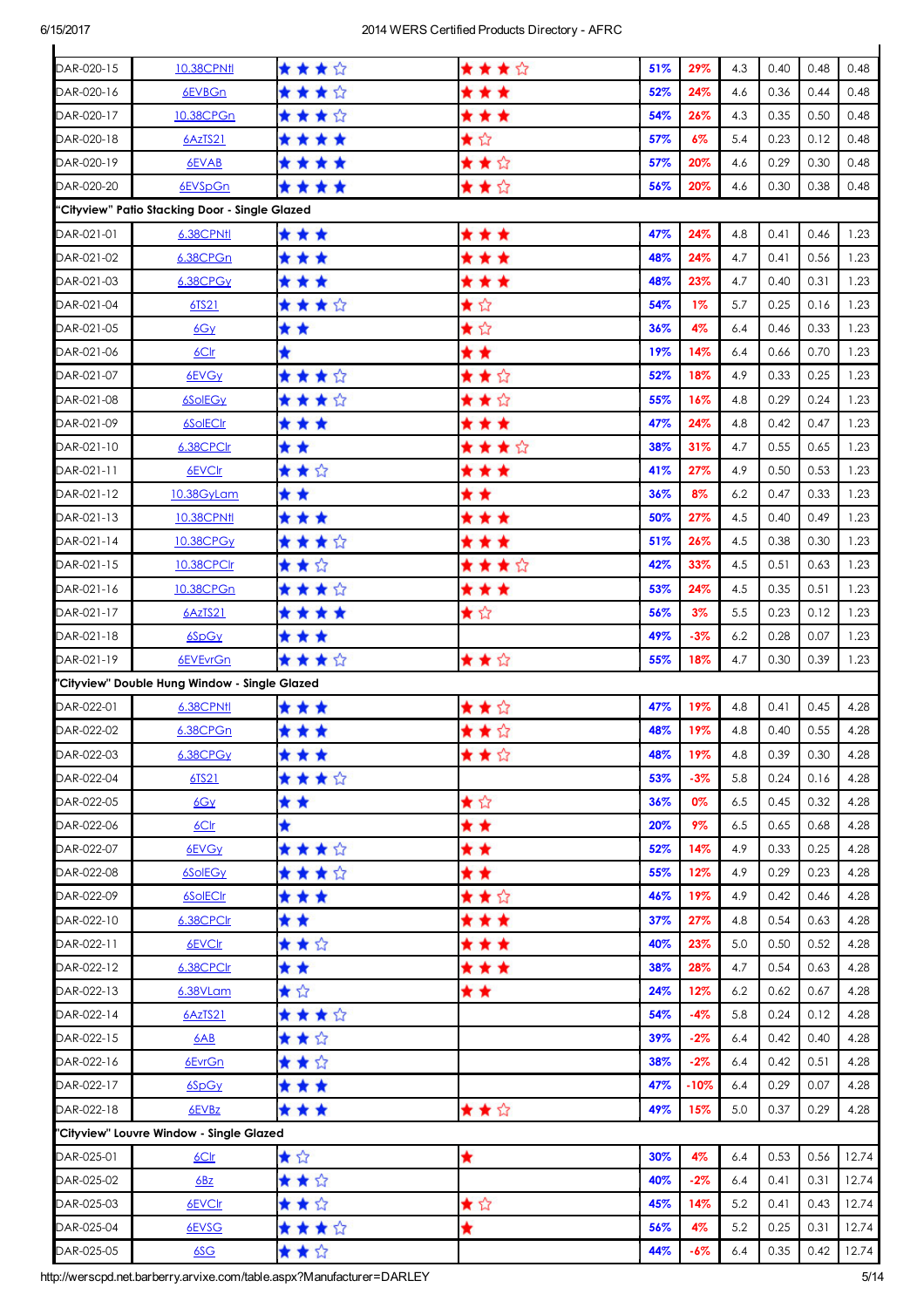| | | | | | | | | | |
|---|---|---|---|---|---|---|---|---|---|
| DAR-020-15 | 10.38CPNtl | ★★★☆ | ★★★☆ | 51% | 29% | 4.3 | 0.40 | 0.48 | 0.48 |
| DAR-020-16 | 6EVBGn | ★★★☆ | ★★★ | 52% | 24% | 4.6 | 0.36 | 0.44 | 0.48 |
| DAR-020-17 | 10.38CPGn | ★★★☆ | ★★★ | 54% | 26% | 4.3 | 0.35 | 0.50 | 0.48 |
| DAR-020-18 | 6AzTS21 | ★★★★ | ★☆ | 57% | 6% | 5.4 | 0.23 | 0.12 | 0.48 |
| DAR-020-19 | 6EVAB | ★★★★ | ★★☆ | 57% | 20% | 4.6 | 0.29 | 0.30 | 0.48 |
| DAR-020-20 | 6EVSpGn | ★★★★ | ★★☆ | 56% | 20% | 4.6 | 0.30 | 0.38 | 0.48 |
| **"Cityview" Patio Stacking Door - Single Glazed** | | | | | | | | | |
| DAR-021-01 | 6.38CPNtl | ★★★ | ★★★ | 47% | 24% | 4.8 | 0.41 | 0.46 | 1.23 |
| DAR-021-02 | 6.38CPGn | ★★★ | ★★★ | 48% | 24% | 4.7 | 0.41 | 0.56 | 1.23 |
| DAR-021-03 | 6.38CPGy | ★★★ | ★★★ | 48% | 23% | 4.7 | 0.40 | 0.31 | 1.23 |
| DAR-021-04 | 6TS21 | ★★★☆ | ★☆ | 54% | 1% | 5.7 | 0.25 | 0.16 | 1.23 |
| DAR-021-05 | 6Gy | ★★ | ★☆ | 36% | 4% | 6.4 | 0.46 | 0.33 | 1.23 |
| DAR-021-06 | 6Clr | ★ | ★★ | 19% | 14% | 6.4 | 0.66 | 0.70 | 1.23 |
| DAR-021-07 | 6EVGy | ★★★☆ | ★★☆ | 52% | 18% | 4.9 | 0.33 | 0.25 | 1.23 |
| DAR-021-08 | 6SolEGy | ★★★☆ | ★★☆ | 55% | 16% | 4.8 | 0.29 | 0.24 | 1.23 |
| DAR-021-09 | 6SolEClr | ★★★ | ★★★ | 47% | 24% | 4.8 | 0.42 | 0.47 | 1.23 |
| DAR-021-10 | 6.38CPClr | ★★ | ★★★☆ | 38% | 31% | 4.7 | 0.55 | 0.65 | 1.23 |
| DAR-021-11 | 6EVClr | ★★☆ | ★★★ | 41% | 27% | 4.9 | 0.50 | 0.53 | 1.23 |
| DAR-021-12 | 10.38GyLam | ★★ | ★★ | 36% | 8% | 6.2 | 0.47 | 0.33 | 1.23 |
| DAR-021-13 | 10.38CPNtl | ★★★ | ★★★ | 50% | 27% | 4.5 | 0.40 | 0.49 | 1.23 |
| DAR-021-14 | 10.38CPGy | ★★★☆ | ★★★ | 51% | 26% | 4.5 | 0.38 | 0.30 | 1.23 |
| DAR-021-15 | 10.38CPClr | ★★☆ | ★★★☆ | 42% | 33% | 4.5 | 0.51 | 0.63 | 1.23 |
| DAR-021-16 | 10.38CPGn | ★★★☆ | ★★★ | 53% | 24% | 4.5 | 0.35 | 0.51 | 1.23 |
| DAR-021-17 | 6AzTS21 | ★★★★ | ★☆ | 56% | 3% | 5.5 | 0.23 | 0.12 | 1.23 |
| DAR-021-18 | 6SpGy | ★★★ | | 49% | -3% | 6.2 | 0.28 | 0.07 | 1.23 |
| DAR-021-19 | 6EVEvrGn | ★★★☆ | ★★☆ | 55% | 18% | 4.7 | 0.30 | 0.39 | 1.23 |
| **"Cityview" Double Hung Window - Single Glazed** | | | | | | | | | |
| DAR-022-01 | 6.38CPNtl | ★★★ | ★★☆ | 47% | 19% | 4.8 | 0.41 | 0.45 | 4.28 |
| DAR-022-02 | 6.38CPGn | ★★★ | ★★☆ | 48% | 19% | 4.8 | 0.40 | 0.55 | 4.28 |
| DAR-022-03 | 6.38CPGy | ★★★ | ★★☆ | 48% | 19% | 4.8 | 0.39 | 0.30 | 4.28 |
| DAR-022-04 | 6TS21 | ★★★☆ | | 53% | -3% | 5.8 | 0.24 | 0.16 | 4.28 |
| DAR-022-05 | 6Gy | ★★ | ★☆ | 36% | 0% | 6.5 | 0.45 | 0.32 | 4.28 |
| DAR-022-06 | 6Clr | ★ | ★★ | 20% | 9% | 6.5 | 0.65 | 0.68 | 4.28 |
| DAR-022-07 | 6EVGy | ★★★☆ | ★★ | 52% | 14% | 4.9 | 0.33 | 0.25 | 4.28 |
| DAR-022-08 | 6SolEGy | ★★★☆ | ★★ | 55% | 12% | 4.9 | 0.29 | 0.23 | 4.28 |
| DAR-022-09 | 6SolEClr | ★★★ | ★★☆ | 46% | 19% | 4.9 | 0.42 | 0.46 | 4.28 |
| DAR-022-10 | 6.38CPClr | ★★ | ★★★ | 37% | 27% | 4.8 | 0.54 | 0.63 | 4.28 |
| DAR-022-11 | 6EVClr | ★★☆ | ★★★ | 40% | 23% | 5.0 | 0.50 | 0.52 | 4.28 |
| DAR-022-12 | 6.38CPClr | ★★ | ★★★ | 38% | 28% | 4.7 | 0.54 | 0.63 | 4.28 |
| DAR-022-13 | 6.38VLam | ★☆ | ★★ | 24% | 12% | 6.2 | 0.62 | 0.67 | 4.28 |
| DAR-022-14 | 6AzTS21 | ★★★☆ | | 54% | -4% | 5.8 | 0.24 | 0.12 | 4.28 |
| DAR-022-15 | 6AB | ★★☆ | | 39% | -2% | 6.4 | 0.42 | 0.40 | 4.28 |
| DAR-022-16 | 6EvrGn | ★★☆ | | 38% | -2% | 6.4 | 0.42 | 0.51 | 4.28 |
| DAR-022-17 | 6SpGy | ★★★ | | 47% | -10% | 6.4 | 0.29 | 0.07 | 4.28 |
| DAR-022-18 | 6EVBz | ★★★ | ★★☆ | 49% | 15% | 5.0 | 0.37 | 0.29 | 4.28 |
| **"Cityview" Louvre Window - Single Glazed** | | | | | | | | | |
| DAR-025-01 | 6Clr | ★☆ | ★ | 30% | 4% | 6.4 | 0.53 | 0.56 | 12.74 |
| DAR-025-02 | 6Bz | ★★☆ | | 40% | -2% | 6.4 | 0.41 | 0.31 | 12.74 |
| DAR-025-03 | 6EVClr | ★★☆ | ★☆ | 45% | 14% | 5.2 | 0.41 | 0.43 | 12.74 |
| DAR-025-04 | 6EVSG | ★★★☆ | ★ | 56% | 4% | 5.2 | 0.25 | 0.31 | 12.74 |
| DAR-025-05 | 6SG | ★★☆ | | 44% | -6% | 6.4 | 0.35 | 0.42 | 12.74 |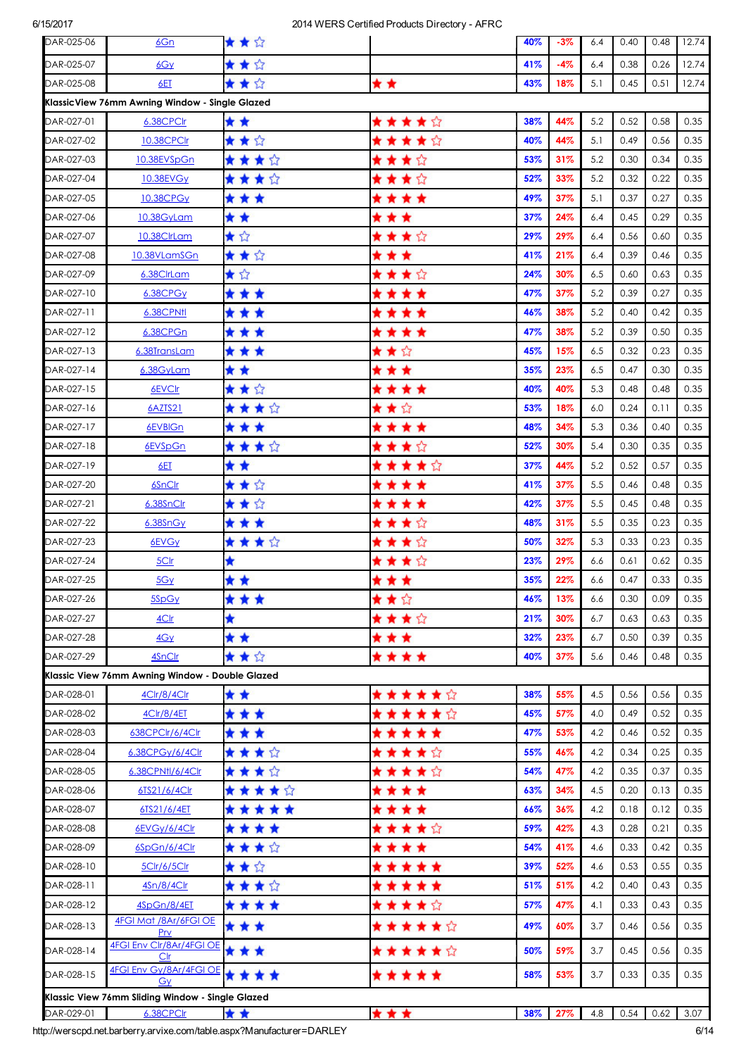| | | | | | | | | | |
|---|---|---|---|---|---|---|---|---|---|
| DAR-025-06 | 6Gn | ★★☆ | | 40% | -3% | 6.4 | 0.40 | 0.48 | 12.74 |
| DAR-025-07 | 6Gy | ★★☆ | | 41% | -4% | 6.4 | 0.38 | 0.26 | 12.74 |
| DAR-025-08 | 6ET | ★★☆ | ★★ | 43% | 18% | 5.1 | 0.45 | 0.51 | 12.74 |
| **KlassicView 76mm Awning Window - Single Glazed** | | | | | | | | | |
| DAR-027-01 | 6.38CPClr | ★★ | ★★★★☆ | 38% | 44% | 5.2 | 0.52 | 0.58 | 0.35 |
| DAR-027-02 | 10.38CPClr | ★★☆ | ★★★★☆ | 40% | 44% | 5.1 | 0.49 | 0.56 | 0.35 |
| DAR-027-03 | 10.38EVSpGn | ★★★☆ | ★★★☆ | 53% | 31% | 5.2 | 0.30 | 0.34 | 0.35 |
| DAR-027-04 | 10.38EVGy | ★★★☆ | ★★★☆ | 52% | 33% | 5.2 | 0.32 | 0.22 | 0.35 |
| DAR-027-05 | 10.38CPGy | ★★★ | ★★★★ | 49% | 37% | 5.1 | 0.37 | 0.27 | 0.35 |
| DAR-027-06 | 10.38GyLam | ★★ | ★★★ | 37% | 24% | 6.4 | 0.45 | 0.29 | 0.35 |
| DAR-027-07 | 10.38ClrLam | ★☆ | ★★★☆ | 29% | 29% | 6.4 | 0.56 | 0.60 | 0.35 |
| DAR-027-08 | 10.38VLamSGn | ★★☆ | ★★★ | 41% | 21% | 6.4 | 0.39 | 0.46 | 0.35 |
| DAR-027-09 | 6.38ClrLam | ★☆ | ★★★☆ | 24% | 30% | 6.5 | 0.60 | 0.63 | 0.35 |
| DAR-027-10 | 6.38CPGy | ★★★ | ★★★★ | 47% | 37% | 5.2 | 0.39 | 0.27 | 0.35 |
| DAR-027-11 | 6.38CPNtl | ★★★ | ★★★★ | 46% | 38% | 5.2 | 0.40 | 0.42 | 0.35 |
| DAR-027-12 | 6.38CPGn | ★★★ | ★★★★ | 47% | 38% | 5.2 | 0.39 | 0.50 | 0.35 |
| DAR-027-13 | 6.38TransLam | ★★★ | ★★☆ | 45% | 15% | 6.5 | 0.32 | 0.23 | 0.35 |
| DAR-027-14 | 6.38GyLam | ★★ | ★★★ | 35% | 23% | 6.5 | 0.47 | 0.30 | 0.35 |
| DAR-027-15 | 6EVClr | ★★☆ | ★★★★ | 40% | 40% | 5.3 | 0.48 | 0.48 | 0.35 |
| DAR-027-16 | 6AZTS21 | ★★★☆ | ★★☆ | 53% | 18% | 6.0 | 0.24 | 0.11 | 0.35 |
| DAR-027-17 | 6EVBlGn | ★★★ | ★★★★ | 48% | 34% | 5.3 | 0.36 | 0.40 | 0.35 |
| DAR-027-18 | 6EVSpGn | ★★★☆ | ★★★☆ | 52% | 30% | 5.4 | 0.30 | 0.35 | 0.35 |
| DAR-027-19 | 6ET | ★★ | ★★★★☆ | 37% | 44% | 5.2 | 0.52 | 0.57 | 0.35 |
| DAR-027-20 | 6SnClr | ★★☆ | ★★★★ | 41% | 37% | 5.5 | 0.46 | 0.48 | 0.35 |
| DAR-027-21 | 6.38SnClr | ★★☆ | ★★★★ | 42% | 37% | 5.5 | 0.45 | 0.48 | 0.35 |
| DAR-027-22 | 6.38SnGy | ★★★ | ★★★☆ | 48% | 31% | 5.5 | 0.35 | 0.23 | 0.35 |
| DAR-027-23 | 6EVGy | ★★★☆ | ★★★☆ | 50% | 32% | 5.3 | 0.33 | 0.23 | 0.35 |
| DAR-027-24 | 5Clr | ★ | ★★★☆ | 23% | 29% | 6.6 | 0.61 | 0.62 | 0.35 |
| DAR-027-25 | 5Gy | ★★ | ★★★ | 35% | 22% | 6.6 | 0.47 | 0.33 | 0.35 |
| DAR-027-26 | 5SpGy | ★★★ | ★★☆ | 46% | 13% | 6.6 | 0.30 | 0.09 | 0.35 |
| DAR-027-27 | 4Clr | ★ | ★★★☆ | 21% | 30% | 6.7 | 0.63 | 0.63 | 0.35 |
| DAR-027-28 | 4Gy | ★★ | ★★★ | 32% | 23% | 6.7 | 0.50 | 0.39 | 0.35 |
| DAR-027-29 | 4SnClr | ★★☆ | ★★★★ | 40% | 37% | 5.6 | 0.46 | 0.48 | 0.35 |
| **Klassic View 76mm Awning Window - Double Glazed** | | | | | | | | | |
| DAR-028-01 | 4Clr/8/4Clr | ★★ | ★★★★★☆ | 38% | 55% | 4.5 | 0.56 | 0.56 | 0.35 |
| DAR-028-02 | 4Clr/8/4ET | ★★★ | ★★★★★☆ | 45% | 57% | 4.0 | 0.49 | 0.52 | 0.35 |
| DAR-028-03 | 638CPClr/6/4Clr | ★★★ | ★★★★★ | 47% | 53% | 4.2 | 0.46 | 0.52 | 0.35 |
| DAR-028-04 | 6.38CPGy/6/4Clr | ★★★☆ | ★★★★☆ | 55% | 46% | 4.2 | 0.34 | 0.25 | 0.35 |
| DAR-028-05 | 6.38CPNtl/6/4Clr | ★★★☆ | ★★★★☆ | 54% | 47% | 4.2 | 0.35 | 0.37 | 0.35 |
| DAR-028-06 | 6TS21/6/4Clr | ★★★★☆ | ★★★★ | 63% | 34% | 4.5 | 0.20 | 0.13 | 0.35 |
| DAR-028-07 | 6TS21/6/4ET | ★★★★★ | ★★★★ | 66% | 36% | 4.2 | 0.18 | 0.12 | 0.35 |
| DAR-028-08 | 6EVGy/6/4Clr | ★★★★ | ★★★★☆ | 59% | 42% | 4.3 | 0.28 | 0.21 | 0.35 |
| DAR-028-09 | 6SpGn/6/4Clr | ★★★☆ | ★★★★ | 54% | 41% | 4.6 | 0.33 | 0.42 | 0.35 |
| DAR-028-10 | 5Clr/6/5Clr | ★★☆ | ★★★★★ | 39% | 52% | 4.6 | 0.53 | 0.55 | 0.35 |
| DAR-028-11 | 4Sn/8/4Clr | ★★★☆ | ★★★★★ | 51% | 51% | 4.2 | 0.40 | 0.43 | 0.35 |
| DAR-028-12 | 4SpGn/8/4ET | ★★★★ | ★★★★☆ | 57% | 47% | 4.1 | 0.33 | 0.43 | 0.35 |
| DAR-028-13 | 4FGI Mat /8Ar/6FGI OE Prv | ★★★ | ★★★★★☆ | 49% | 60% | 3.7 | 0.46 | 0.56 | 0.35 |
| DAR-028-14 | 4FGI Env Clr/8Ar/4FGI OE Clr | ★★★ | ★★★★★☆ | 50% | 59% | 3.7 | 0.45 | 0.56 | 0.35 |
| DAR-028-15 | 4FGI Env Gy/8Ar/4FGI OE Gy | ★★★★ | ★★★★★ | 58% | 53% | 3.7 | 0.33 | 0.35 | 0.35 |
| **Klassic View 76mm Sliding Window - Single Glazed** | | | | | | | | | |
| DAR-029-01 | 6.38CPClr | ★★ | ★★★ | 38% | 27% | 4.8 | 0.54 | 0.62 | 3.07 |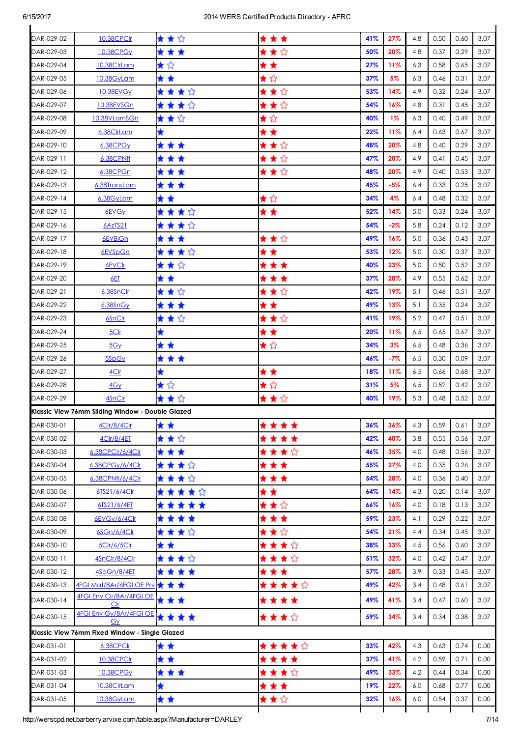| | | | | | | | | | |
|---|---|---|---|---|---|---|---|---|---|
| DAR-029-02 | 10.38CPClr | ★★☆ | ★★★ | 41% | 27% | 4.8 | 0.50 | 0.60 | 3.07 |
| DAR-029-03 | 10.38CPGy | ★★★ | ★★☆ | 50% | 20% | 4.8 | 0.37 | 0.29 | 3.07 |
| DAR-029-04 | 10.38ClrLam | ★☆ | ★★ | 27% | 11% | 6.3 | 0.58 | 0.65 | 3.07 |
| DAR-029-05 | 10.38GyLam | ★★ | ★☆ | 37% | 5% | 6.3 | 0.46 | 0.31 | 3.07 |
| DAR-029-06 | 10.38EVGy | ★★★☆ | ★★☆ | 53% | 14% | 4.9 | 0.32 | 0.24 | 3.07 |
| DAR-029-07 | 10.38EVSGn | ★★★☆ | ★★☆ | 54% | 16% | 4.8 | 0.31 | 0.45 | 3.07 |
| DAR-029-08 | 10.38VLamSGn | ★★☆ | ★☆ | 40% | 1% | 6.3 | 0.40 | 0.49 | 3.07 |
| DAR-029-09 | 6.38ClrLam | ★ | ★★ | 22% | 11% | 6.4 | 0.63 | 0.67 | 3.07 |
| DAR-029-10 | 6.38CPGy | ★★★ | ★★☆ | 48% | 20% | 4.8 | 0.40 | 0.29 | 3.07 |
| DAR-029-11 | 6.38CPNtl | ★★★ | ★★☆ | 47% | 20% | 4.9 | 0.41 | 0.45 | 3.07 |
| DAR-029-12 | 6.38CPGn | ★★★ | ★★☆ | 48% | 20% | 4.9 | 0.40 | 0.53 | 3.07 |
| DAR-029-13 | 6.38TransLam | ★★★ | | 45% | -5% | 6.4 | 0.33 | 0.25 | 3.07 |
| DAR-029-14 | 6.38GyLam | ★★ | ★☆ | 34% | 4% | 6.4 | 0.48 | 0.32 | 3.07 |
| DAR-029-15 | 6EVGy | ★★★☆ | ★★ | 52% | 14% | 5.0 | 0.33 | 0.24 | 3.07 |
| DAR-029-16 | 6AzTS21 | ★★★☆ | | 54% | -2% | 5.8 | 0.24 | 0.12 | 3.07 |
| DAR-029-17 | 6EVBlGn | ★★★ | ★★☆ | 49% | 16% | 5.0 | 0.36 | 0.43 | 3.07 |
| DAR-029-18 | 6EVSpGn | ★★★☆ | ★★ | 53% | 12% | 5.0 | 0.30 | 0.37 | 3.07 |
| DAR-029-19 | 6EVClr | ★★☆ | ★★★ | 40% | 23% | 5.0 | 0.50 | 0.52 | 3.07 |
| DAR-029-20 | 6ET | ★★ | ★★★ | 37% | 28% | 4.9 | 0.55 | 0.62 | 3.07 |
| DAR-029-21 | 6.38SnClr | ★★☆ | ★★☆ | 42% | 19% | 5.1 | 0.46 | 0.51 | 3.07 |
| DAR-029-22 | 6.38SnGy | ★★★ | ★★ | 49% | 13% | 5.1 | 0.35 | 0.24 | 3.07 |
| DAR-029-23 | 6SnClr | ★★☆ | ★★☆ | 41% | 19% | 5.2 | 0.47 | 0.51 | 3.07 |
| DAR-029-24 | 5Clr | ★ | ★★ | 20% | 11% | 6.5 | 0.65 | 0.67 | 3.07 |
| DAR-029-25 | 5Gy | ★★ | ★☆ | 34% | 3% | 6.5 | 0.48 | 0.36 | 3.07 |
| DAR-029-26 | 5SpGy | ★★★ | | 46% | -7% | 6.5 | 0.30 | 0.09 | 3.07 |
| DAR-029-27 | 4Clr | ★ | ★★ | 18% | 11% | 6.5 | 0.66 | 0.68 | 3.07 |
| DAR-029-28 | 4Gy | ★☆ | ★☆ | 31% | 5% | 6.5 | 0.52 | 0.42 | 3.07 |
| DAR-029-29 | 4SnClr | ★★☆ | ★★☆ | 40% | 19% | 5.3 | 0.48 | 0.52 | 3.07 |
| **Klassic View 76mm Sliding Window - Double Glazed** | | | | | | | | | |
| DAR-030-01 | 4Clr/8/4Clr | ★★ | ★★★★ | 36% | 36% | 4.3 | 0.59 | 0.61 | 3.07 |
| DAR-030-02 | 4Clr/8/4ET | ★★☆ | ★★★★ | 42% | 40% | 3.8 | 0.55 | 0.56 | 3.07 |
| DAR-030-03 | 6.38CPClr/6/4Clr | ★★★ | ★★★☆ | 46% | 35% | 4.0 | 0.48 | 0.56 | 3.07 |
| DAR-030-04 | 6.38CPGy/6/4Clr | ★★★☆ | ★★★ | 55% | 27% | 4.0 | 0.35 | 0.26 | 3.07 |
| DAR-030-05 | 6.38CPNtl/6/4Clr | ★★★☆ | ★★★ | 54% | 28% | 4.0 | 0.36 | 0.40 | 3.07 |
| DAR-030-06 | 6TS21/6/4Clr | ★★★★☆ | ★★ | 64% | 14% | 4.3 | 0.20 | 0.14 | 3.07 |
| DAR-030-07 | 6TS21/6/4ET | ★★★★★ | ★★☆ | 66% | 16% | 4.0 | 0.18 | 0.13 | 3.07 |
| DAR-030-08 | 6EVGy/6/4Clr | ★★★★ | ★★★ | 59% | 23% | 4.1 | 0.29 | 0.22 | 3.07 |
| DAR-030-09 | 6SGn/6/4Clr | ★★★☆ | ★★☆ | 54% | 21% | 4.4 | 0.34 | 0.45 | 3.07 |
| DAR-030-10 | 5Clr/6/5Clr | ★★ | ★★★☆ | 38% | 33% | 4.5 | 0.56 | 0.60 | 3.07 |
| DAR-030-11 | 4SnClr/8/4Clr | ★★★☆ | ★★★☆ | 51% | 32% | 4.0 | 0.42 | 0.47 | 3.07 |
| DAR-030-12 | 4SpGn/8/4ET | ★★★★ | ★★★ | 57% | 28% | 3.9 | 0.33 | 0.45 | 3.07 |
| DAR-030-13 | 4FGI Mat/8Ar/6FGI OE Prv | ★★★ | ★★★★☆ | 49% | 42% | 3.4 | 0.48 | 0.61 | 3.07 |
| DAR-030-14 | 4FGI Env Clr/8Ar/4FGI OE Clr | ★★★ | ★★★★ | 49% | 41% | 3.4 | 0.47 | 0.60 | 3.07 |
| DAR-030-15 | 4FGI Env Gy/8Ar/4FGI OE Gy | ★★★★ | ★★★☆ | 59% | 34% | 3.4 | 0.34 | 0.38 | 3.07 |
| **Klassic View 76mm Fixed Window - Single Glazed** | | | | | | | | | |
| DAR-031-01 | 6.38CPClr | ★★ | ★★★★☆ | 33% | 42% | 4.3 | 0.63 | 0.74 | 0.00 |
| DAR-031-02 | 10.38CPClr | ★★ | ★★★★ | 37% | 41% | 4.2 | 0.59 | 0.71 | 0.00 |
| DAR-031-03 | 10.38CPGy | ★★★ | ★★★☆ | 49% | 33% | 4.2 | 0.44 | 0.34 | 0.00 |
| DAR-031-04 | 10.38ClrLam | ★ | ★★★ | 19% | 22% | 6.0 | 0.68 | 0.77 | 0.00 |
| DAR-031-05 | 10.38GyLam | ★★ | ★★☆ | 32% | 16% | 6.0 | 0.54 | 0.37 | 0.00 |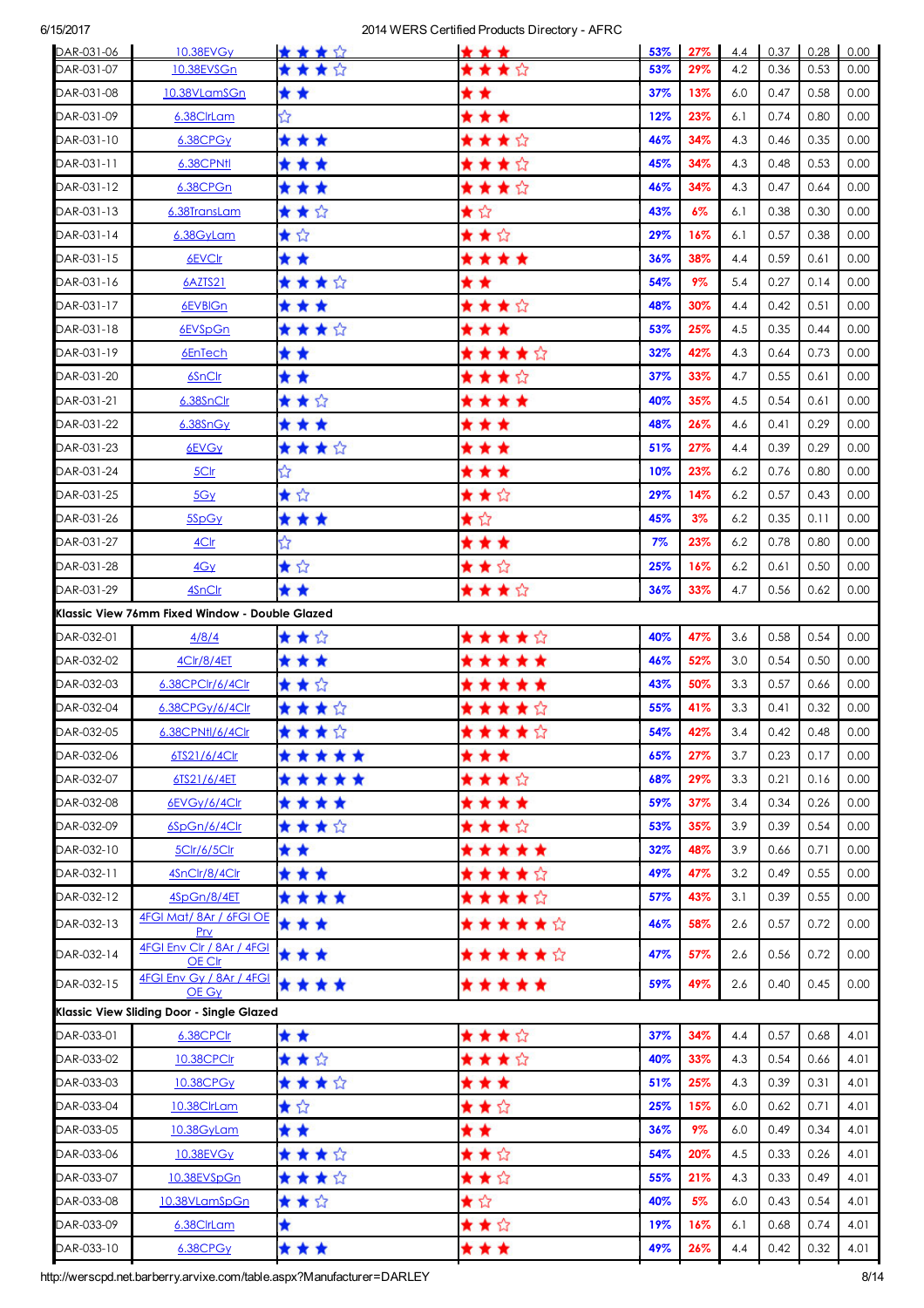| | | | | | | | | | |
|---|---|---|---|---|---|---|---|---|---|
| DAR-031-06 | 10.38EVGy | ★★★☆ | ★★★ | 53% | 27% | 4.4 | 0.37 | 0.28 | 0.00 |
| DAR-031-07 | 10.38EVSGn | ★★★☆ | ★★★☆ | 53% | 29% | 4.2 | 0.36 | 0.53 | 0.00 |
| DAR-031-08 | 10.38VLamSGn | ★★ | ★★ | 37% | 13% | 6.0 | 0.47 | 0.58 | 0.00 |
| DAR-031-09 | 6.38ClrLam | ☆ | ★★★ | 12% | 23% | 6.1 | 0.74 | 0.80 | 0.00 |
| DAR-031-10 | 6.38CPGy | ★★★ | ★★★☆ | 46% | 34% | 4.3 | 0.46 | 0.35 | 0.00 |
| DAR-031-11 | 6.38CPNtl | ★★★ | ★★★☆ | 45% | 34% | 4.3 | 0.48 | 0.53 | 0.00 |
| DAR-031-12 | 6.38CPGn | ★★★ | ★★★☆ | 46% | 34% | 4.3 | 0.47 | 0.64 | 0.00 |
| DAR-031-13 | 6.38TransLam | ★★☆ | ★☆ | 43% | 6% | 6.1 | 0.38 | 0.30 | 0.00 |
| DAR-031-14 | 6.38GyLam | ★☆ | ★★☆ | 29% | 16% | 6.1 | 0.57 | 0.38 | 0.00 |
| DAR-031-15 | 6EVClr | ★★ | ★★★★ | 36% | 38% | 4.4 | 0.59 | 0.61 | 0.00 |
| DAR-031-16 | 6AZTS21 | ★★★☆ | ★★ | 54% | 9% | 5.4 | 0.27 | 0.14 | 0.00 |
| DAR-031-17 | 6EVBlGn | ★★★ | ★★★☆ | 48% | 30% | 4.4 | 0.42 | 0.51 | 0.00 |
| DAR-031-18 | 6EVSpGn | ★★★☆ | ★★★ | 53% | 25% | 4.5 | 0.35 | 0.44 | 0.00 |
| DAR-031-19 | 6EnTech | ★★ | ★★★★☆ | 32% | 42% | 4.3 | 0.64 | 0.73 | 0.00 |
| DAR-031-20 | 6SnClr | ★★ | ★★★☆ | 37% | 33% | 4.7 | 0.55 | 0.61 | 0.00 |
| DAR-031-21 | 6.38SnClr | ★★☆ | ★★★★ | 40% | 35% | 4.5 | 0.54 | 0.61 | 0.00 |
| DAR-031-22 | 6.38SnGy | ★★★ | ★★★ | 48% | 26% | 4.6 | 0.41 | 0.29 | 0.00 |
| DAR-031-23 | 6EVGy | ★★★☆ | ★★★ | 51% | 27% | 4.4 | 0.39 | 0.29 | 0.00 |
| DAR-031-24 | 5Clr | ☆ | ★★★ | 10% | 23% | 6.2 | 0.76 | 0.80 | 0.00 |
| DAR-031-25 | 5Gy | ★☆ | ★★☆ | 29% | 14% | 6.2 | 0.57 | 0.43 | 0.00 |
| DAR-031-26 | 5SpGy | ★★★ | ★☆ | 45% | 3% | 6.2 | 0.35 | 0.11 | 0.00 |
| DAR-031-27 | 4Clr | ☆ | ★★★ | 7% | 23% | 6.2 | 0.78 | 0.80 | 0.00 |
| DAR-031-28 | 4Gy | ★☆ | ★★☆ | 25% | 16% | 6.2 | 0.61 | 0.50 | 0.00 |
| DAR-031-29 | 4SnClr | ★★ | ★★★☆ | 36% | 33% | 4.7 | 0.56 | 0.62 | 0.00 |
| **Klassic View 76mm Fixed Window - Double Glazed** | | | | | | | | | |
| DAR-032-01 | 4/8/4 | ★★☆ | ★★★★☆ | 40% | 47% | 3.6 | 0.58 | 0.54 | 0.00 |
| DAR-032-02 | 4Clr/8/4ET | ★★★ | ★★★★★ | 46% | 52% | 3.0 | 0.54 | 0.50 | 0.00 |
| DAR-032-03 | 6.38CPClr/6/4Clr | ★★☆ | ★★★★★ | 43% | 50% | 3.3 | 0.57 | 0.66 | 0.00 |
| DAR-032-04 | 6.38CPGy/6/4Clr | ★★★☆ | ★★★★☆ | 55% | 41% | 3.3 | 0.41 | 0.32 | 0.00 |
| DAR-032-05 | 6.38CPNtl/6/4Clr | ★★★☆ | ★★★★☆ | 54% | 42% | 3.4 | 0.42 | 0.48 | 0.00 |
| DAR-032-06 | 6TS21/6/4Clr | ★★★★★ | ★★★ | 65% | 27% | 3.7 | 0.23 | 0.17 | 0.00 |
| DAR-032-07 | 6TS21/6/4ET | ★★★★★ | ★★★☆ | 68% | 29% | 3.3 | 0.21 | 0.16 | 0.00 |
| DAR-032-08 | 6EVGy/6/4Clr | ★★★★ | ★★★★ | 59% | 37% | 3.4 | 0.34 | 0.26 | 0.00 |
| DAR-032-09 | 6SpGn/6/4Clr | ★★★☆ | ★★★☆ | 53% | 35% | 3.9 | 0.39 | 0.54 | 0.00 |
| DAR-032-10 | 5Clr/6/5Clr | ★★ | ★★★★★ | 32% | 48% | 3.9 | 0.66 | 0.71 | 0.00 |
| DAR-032-11 | 4SnClr/8/4Clr | ★★★ | ★★★★☆ | 49% | 47% | 3.2 | 0.49 | 0.55 | 0.00 |
| DAR-032-12 | 4SpGn/8/4ET | ★★★★ | ★★★★☆ | 57% | 43% | 3.1 | 0.39 | 0.55 | 0.00 |
| DAR-032-13 | 4FGI Mat/ 8Ar / 6FGI OE Prv | ★★★ | ★★★★★☆ | 46% | 58% | 2.6 | 0.57 | 0.72 | 0.00 |
| DAR-032-14 | 4FGI Env Clr / 8Ar / 4FGI OE Clr | ★★★ | ★★★★★☆ | 47% | 57% | 2.6 | 0.56 | 0.72 | 0.00 |
| DAR-032-15 | 4FGI Env Gy / 8Ar / 4FGI OE Gy | ★★★★ | ★★★★★ | 59% | 49% | 2.6 | 0.40 | 0.45 | 0.00 |
| **Klassic View Sliding Door - Single Glazed** | | | | | | | | | |
| DAR-033-01 | 6.38CPClr | ★★ | ★★★☆ | 37% | 34% | 4.4 | 0.57 | 0.68 | 4.01 |
| DAR-033-02 | 10.38CPClr | ★★☆ | ★★★☆ | 40% | 33% | 4.3 | 0.54 | 0.66 | 4.01 |
| DAR-033-03 | 10.38CPGy | ★★★☆ | ★★★ | 51% | 25% | 4.3 | 0.39 | 0.31 | 4.01 |
| DAR-033-04 | 10.38ClrLam | ★☆ | ★★☆ | 25% | 15% | 6.0 | 0.62 | 0.71 | 4.01 |
| DAR-033-05 | 10.38GyLam | ★★ | ★★ | 36% | 9% | 6.0 | 0.49 | 0.34 | 4.01 |
| DAR-033-06 | 10.38EVGy | ★★★☆ | ★★☆ | 54% | 20% | 4.5 | 0.33 | 0.26 | 4.01 |
| DAR-033-07 | 10.38EVSpGn | ★★★☆ | ★★☆ | 55% | 21% | 4.3 | 0.33 | 0.49 | 4.01 |
| DAR-033-08 | 10.38VLamSpGn | ★★☆ | ★☆ | 40% | 5% | 6.0 | 0.43 | 0.54 | 4.01 |
| DAR-033-09 | 6.38ClrLam | ★ | ★★☆ | 19% | 16% | 6.1 | 0.68 | 0.74 | 4.01 |
| DAR-033-10 | 6.38CPGy | ★★★ | ★★★ | 49% | 26% | 4.4 | 0.42 | 0.32 | 4.01 |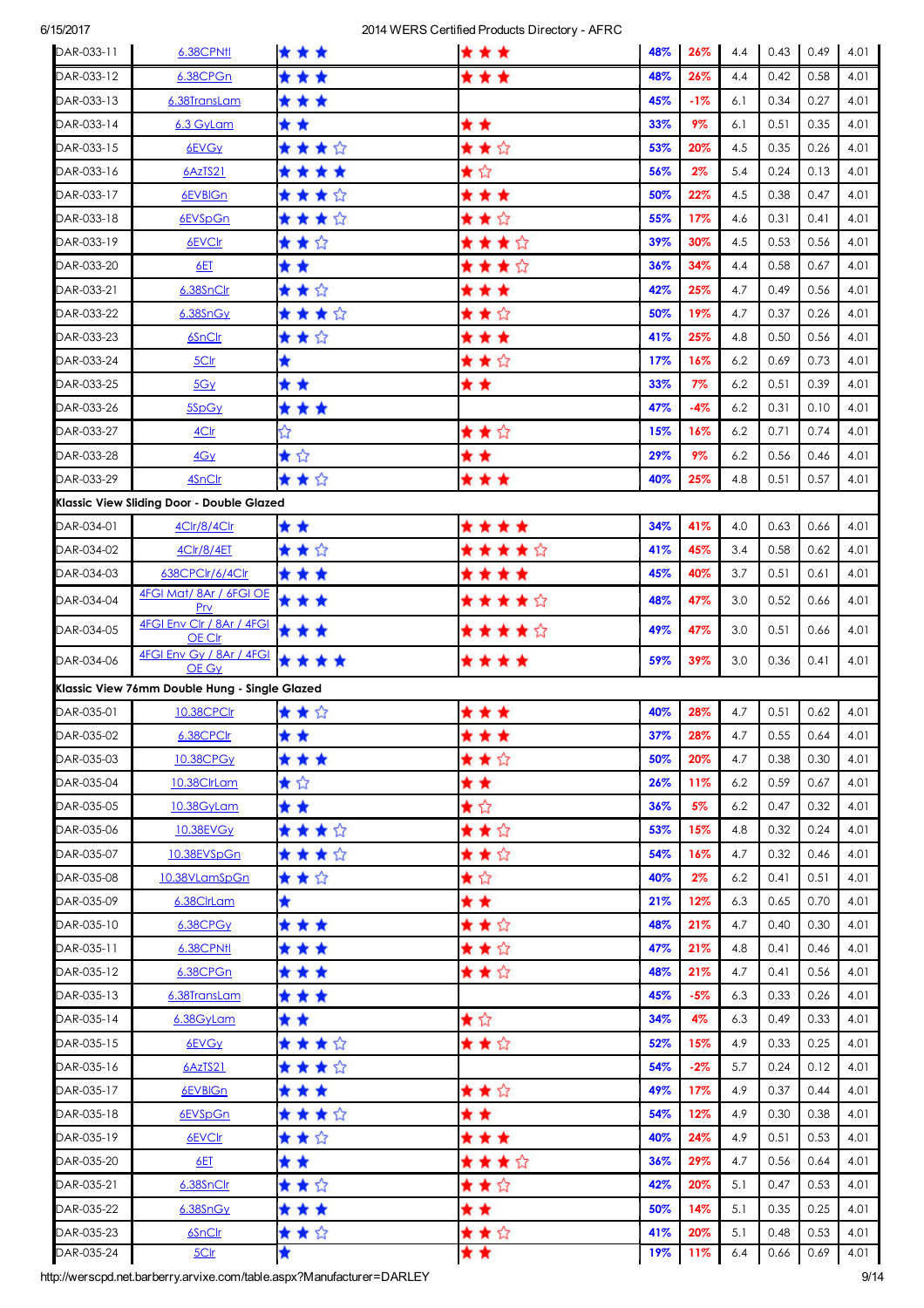| | | | | | | | | | |
|---|---|---|---|---|---|---|---|---|---|
| DAR-033-11 | 6.38CPNtl | ★★★ | ★★★ | 48% | 26% | 4.4 | 0.43 | 0.49 | 4.01 |
| DAR-033-12 | 6.38CPGn | ★★★ | ★★★ | 48% | 26% | 4.4 | 0.42 | 0.58 | 4.01 |
| DAR-033-13 | 6.38TransLam | ★★★ | | 45% | -1% | 6.1 | 0.34 | 0.27 | 4.01 |
| DAR-033-14 | 6.3 GyLam | ★★ | ★★ | 33% | 9% | 6.1 | 0.51 | 0.35 | 4.01 |
| DAR-033-15 | 6EVGy | ★★★☆ | ★★☆ | 53% | 20% | 4.5 | 0.35 | 0.26 | 4.01 |
| DAR-033-16 | 6AzTS21 | ★★★★ | ★☆ | 56% | 2% | 5.4 | 0.24 | 0.13 | 4.01 |
| DAR-033-17 | 6EVBlGn | ★★★☆ | ★★★ | 50% | 22% | 4.5 | 0.38 | 0.47 | 4.01 |
| DAR-033-18 | 6EVSpGn | ★★★☆ | ★★☆ | 55% | 17% | 4.6 | 0.31 | 0.41 | 4.01 |
| DAR-033-19 | 6EVClr | ★★☆ | ★★★☆ | 39% | 30% | 4.5 | 0.53 | 0.56 | 4.01 |
| DAR-033-20 | 6ET | ★★ | ★★★☆ | 36% | 34% | 4.4 | 0.58 | 0.67 | 4.01 |
| DAR-033-21 | 6.38SnClr | ★★☆ | ★★★ | 42% | 25% | 4.7 | 0.49 | 0.56 | 4.01 |
| DAR-033-22 | 6.38SnGy | ★★★☆ | ★★☆ | 50% | 19% | 4.7 | 0.37 | 0.26 | 4.01 |
| DAR-033-23 | 6SnClr | ★★☆ | ★★★ | 41% | 25% | 4.8 | 0.50 | 0.56 | 4.01 |
| DAR-033-24 | 5Clr | ★ | ★★☆ | 17% | 16% | 6.2 | 0.69 | 0.73 | 4.01 |
| DAR-033-25 | 5Gy | ★★ | ★★ | 33% | 7% | 6.2 | 0.51 | 0.39 | 4.01 |
| DAR-033-26 | 5SpGy | ★★★ | | 47% | -4% | 6.2 | 0.31 | 0.10 | 4.01 |
| DAR-033-27 | 4Clr | ☆ | ★★☆ | 15% | 16% | 6.2 | 0.71 | 0.74 | 4.01 |
| DAR-033-28 | 4Gy | ★☆ | ★★ | 29% | 9% | 6.2 | 0.56 | 0.46 | 4.01 |
| DAR-033-29 | 4SnClr | ★★☆ | ★★★ | 40% | 25% | 4.8 | 0.51 | 0.57 | 4.01 |
| **Klassic View Sliding Door - Double Glazed** | | | | | | | | | |
| DAR-034-01 | 4Clr/8/4Clr | ★★ | ★★★★ | 34% | 41% | 4.0 | 0.63 | 0.66 | 4.01 |
| DAR-034-02 | 4Clr/8/4ET | ★★☆ | ★★★★☆ | 41% | 45% | 3.4 | 0.58 | 0.62 | 4.01 |
| DAR-034-03 | 638CPClr/6/4Clr | ★★★ | ★★★★ | 45% | 40% | 3.7 | 0.51 | 0.61 | 4.01 |
| DAR-034-04 | 4FGI Mat/ 8Ar / 6FGI OE Prv | ★★★ | ★★★★☆ | 48% | 47% | 3.0 | 0.52 | 0.66 | 4.01 |
| DAR-034-05 | 4FGI Env Clr / 8Ar / 4FGI OE Clr | ★★★ | ★★★★☆ | 49% | 47% | 3.0 | 0.51 | 0.66 | 4.01 |
| DAR-034-06 | 4FGI Env Gy / 8Ar / 4FGI OE Gy | ★★★★ | ★★★★ | 59% | 39% | 3.0 | 0.36 | 0.41 | 4.01 |
| **Klassic View 76mm Double Hung - Single Glazed** | | | | | | | | | |
| DAR-035-01 | 10.38CPClr | ★★☆ | ★★★ | 40% | 28% | 4.7 | 0.51 | 0.62 | 4.01 |
| DAR-035-02 | 6.38CPClr | ★★ | ★★★ | 37% | 28% | 4.7 | 0.55 | 0.64 | 4.01 |
| DAR-035-03 | 10.38CPGy | ★★★ | ★★☆ | 50% | 20% | 4.7 | 0.38 | 0.30 | 4.01 |
| DAR-035-04 | 10.38ClrLam | ★☆ | ★★ | 26% | 11% | 6.2 | 0.59 | 0.67 | 4.01 |
| DAR-035-05 | 10.38GyLam | ★★ | ★☆ | 36% | 5% | 6.2 | 0.47 | 0.32 | 4.01 |
| DAR-035-06 | 10.38EVGy | ★★★☆ | ★★☆ | 53% | 15% | 4.8 | 0.32 | 0.24 | 4.01 |
| DAR-035-07 | 10.38EVSpGn | ★★★☆ | ★★☆ | 54% | 16% | 4.7 | 0.32 | 0.46 | 4.01 |
| DAR-035-08 | 10.38VLamSpGn | ★★☆ | ★☆ | 40% | 2% | 6.2 | 0.41 | 0.51 | 4.01 |
| DAR-035-09 | 6.38ClrLam | ★ | ★★ | 21% | 12% | 6.3 | 0.65 | 0.70 | 4.01 |
| DAR-035-10 | 6.38CPGy | ★★★ | ★★☆ | 48% | 21% | 4.7 | 0.40 | 0.30 | 4.01 |
| DAR-035-11 | 6.38CPNtl | ★★★ | ★★☆ | 47% | 21% | 4.8 | 0.41 | 0.46 | 4.01 |
| DAR-035-12 | 6.38CPGn | ★★★ | ★★☆ | 48% | 21% | 4.7 | 0.41 | 0.56 | 4.01 |
| DAR-035-13 | 6.38TransLam | ★★★ | | 45% | -5% | 6.3 | 0.33 | 0.26 | 4.01 |
| DAR-035-14 | 6.38GyLam | ★★ | ★☆ | 34% | 4% | 6.3 | 0.49 | 0.33 | 4.01 |
| DAR-035-15 | 6EVGy | ★★★☆ | ★★☆ | 52% | 15% | 4.9 | 0.33 | 0.25 | 4.01 |
| DAR-035-16 | 6AzTS21 | ★★★☆ | | 54% | -2% | 5.7 | 0.24 | 0.12 | 4.01 |
| DAR-035-17 | 6EVBlGn | ★★★ | ★★☆ | 49% | 17% | 4.9 | 0.37 | 0.44 | 4.01 |
| DAR-035-18 | 6EVSpGn | ★★★☆ | ★★ | 54% | 12% | 4.9 | 0.30 | 0.38 | 4.01 |
| DAR-035-19 | 6EVClr | ★★☆ | ★★★ | 40% | 24% | 4.9 | 0.51 | 0.53 | 4.01 |
| DAR-035-20 | 6ET | ★★ | ★★★☆ | 36% | 29% | 4.7 | 0.56 | 0.64 | 4.01 |
| DAR-035-21 | 6.38SnClr | ★★☆ | ★★☆ | 42% | 20% | 5.1 | 0.47 | 0.53 | 4.01 |
| DAR-035-22 | 6.38SnGy | ★★★ | ★★ | 50% | 14% | 5.1 | 0.35 | 0.25 | 4.01 |
| DAR-035-23 | 6SnClr | ★★☆ | ★★☆ | 41% | 20% | 5.1 | 0.48 | 0.53 | 4.01 |
| DAR-035-24 | 5Clr | ★ | ★★ | 19% | 11% | 6.4 | 0.66 | 0.69 | 4.01 |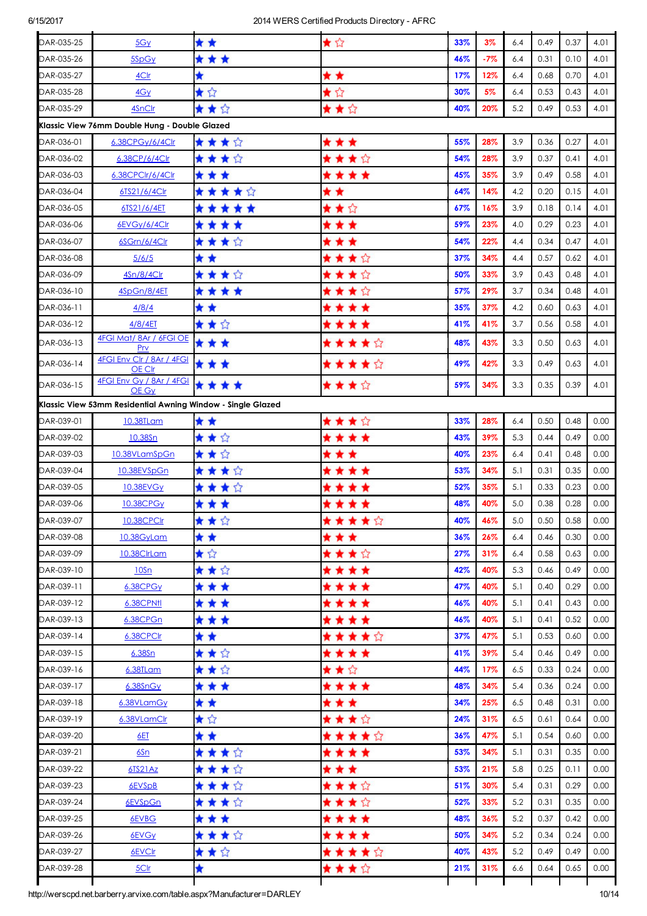| | | | | | | | | | |
|---|---|---|---|---|---|---|---|---|---|
| DAR-035-25 | 5Gy | ★★ | ★☆ | 33% | 3% | 6.4 | 0.49 | 0.37 | 4.01 |
| DAR-035-26 | 5SpGy | ★★★ | | 46% | -7% | 6.4 | 0.31 | 0.10 | 4.01 |
| DAR-035-27 | 4Clr | ★ | ★★ | 17% | 12% | 6.4 | 0.68 | 0.70 | 4.01 |
| DAR-035-28 | 4Gy | ★☆ | ★☆ | 30% | 5% | 6.4 | 0.53 | 0.43 | 4.01 |
| DAR-035-29 | 4SnClr | ★★☆ | ★★☆ | 40% | 20% | 5.2 | 0.49 | 0.53 | 4.01 |
| **Klassic View 76mm Double Hung - Double Glazed** | | | | | | | | | |
| DAR-036-01 | 6.38CPGy/6/4Clr | ★★★☆ | ★★★ | 55% | 28% | 3.9 | 0.36 | 0.27 | 4.01 |
| DAR-036-02 | 6.38CP/6/4Clr | ★★★☆ | ★★★☆ | 54% | 28% | 3.9 | 0.37 | 0.41 | 4.01 |
| DAR-036-03 | 6.38CPClr/6/4Clr | ★★★ | ★★★★ | 45% | 35% | 3.9 | 0.49 | 0.58 | 4.01 |
| DAR-036-04 | 6TS21/6/4Clr | ★★★★☆ | ★★ | 64% | 14% | 4.2 | 0.20 | 0.15 | 4.01 |
| DAR-036-05 | 6TS21/6/4ET | ★★★★★ | ★★☆ | 67% | 16% | 3.9 | 0.18 | 0.14 | 4.01 |
| DAR-036-06 | 6EVGy/6/4Clr | ★★★★ | ★★★ | 59% | 23% | 4.0 | 0.29 | 0.23 | 4.01 |
| DAR-036-07 | 6SGrn/6/4Clr | ★★★☆ | ★★★ | 54% | 22% | 4.4 | 0.34 | 0.47 | 4.01 |
| DAR-036-08 | 5/6/5 | ★★ | ★★★☆ | 37% | 34% | 4.4 | 0.57 | 0.62 | 4.01 |
| DAR-036-09 | 4Sn/8/4Clr | ★★★☆ | ★★★☆ | 50% | 33% | 3.9 | 0.43 | 0.48 | 4.01 |
| DAR-036-10 | 4SpGn/8/4ET | ★★★★ | ★★★☆ | 57% | 29% | 3.7 | 0.34 | 0.48 | 4.01 |
| DAR-036-11 | 4/8/4 | ★★ | ★★★★ | 35% | 37% | 4.2 | 0.60 | 0.63 | 4.01 |
| DAR-036-12 | 4/8/4ET | ★★☆ | ★★★★ | 41% | 41% | 3.7 | 0.56 | 0.58 | 4.01 |
| DAR-036-13 | 4FGI Mat/ 8Ar / 6FGI OE Prv | ★★★ | ★★★★☆ | 48% | 43% | 3.3 | 0.50 | 0.63 | 4.01 |
| DAR-036-14 | 4FGI Env Clr / 8Ar / 4FGI OE Clr | ★★★ | ★★★★☆ | 49% | 42% | 3.3 | 0.49 | 0.63 | 4.01 |
| DAR-036-15 | 4FGI Env Gy / 8Ar / 4FGI OE Gy | ★★★★ | ★★★☆ | 59% | 34% | 3.3 | 0.35 | 0.39 | 4.01 |
| **Klassic View 53mm Residential Awning Window - Single Glazed** | | | | | | | | | |
| DAR-039-01 | 10.38TLam | ★★ | ★★★☆ | 33% | 28% | 6.4 | 0.50 | 0.48 | 0.00 |
| DAR-039-02 | 10.38Sn | ★★☆ | ★★★★ | 43% | 39% | 5.3 | 0.44 | 0.49 | 0.00 |
| DAR-039-03 | 10.38VLamSpGn | ★★☆ | ★★★ | 40% | 23% | 6.4 | 0.41 | 0.48 | 0.00 |
| DAR-039-04 | 10.38EVSpGn | ★★★☆ | ★★★★ | 53% | 34% | 5.1 | 0.31 | 0.35 | 0.00 |
| DAR-039-05 | 10.38EVGy | ★★★☆ | ★★★★ | 52% | 35% | 5.1 | 0.33 | 0.23 | 0.00 |
| DAR-039-06 | 10.38CPGy | ★★★ | ★★★★ | 48% | 40% | 5.0 | 0.38 | 0.28 | 0.00 |
| DAR-039-07 | 10.38CPClr | ★★☆ | ★★★★☆ | 40% | 46% | 5.0 | 0.50 | 0.58 | 0.00 |
| DAR-039-08 | 10.38GyLam | ★★ | ★★★ | 36% | 26% | 6.4 | 0.46 | 0.30 | 0.00 |
| DAR-039-09 | 10.38ClrLam | ★☆ | ★★★☆ | 27% | 31% | 6.4 | 0.58 | 0.63 | 0.00 |
| DAR-039-10 | 10Sn | ★★☆ | ★★★★ | 42% | 40% | 5.3 | 0.46 | 0.49 | 0.00 |
| DAR-039-11 | 6.38CPGy | ★★★ | ★★★★ | 47% | 40% | 5.1 | 0.40 | 0.29 | 0.00 |
| DAR-039-12 | 6.38CPNtl | ★★★ | ★★★★ | 46% | 40% | 5.1 | 0.41 | 0.43 | 0.00 |
| DAR-039-13 | 6.38CPGn | ★★★ | ★★★★ | 46% | 40% | 5.1 | 0.41 | 0.52 | 0.00 |
| DAR-039-14 | 6.38CPClr | ★★ | ★★★★☆ | 37% | 47% | 5.1 | 0.53 | 0.60 | 0.00 |
| DAR-039-15 | 6.38Sn | ★★☆ | ★★★★ | 41% | 39% | 5.4 | 0.46 | 0.49 | 0.00 |
| DAR-039-16 | 6.38TLam | ★★☆ | ★★☆ | 44% | 17% | 6.5 | 0.33 | 0.24 | 0.00 |
| DAR-039-17 | 6.38SnGy | ★★★ | ★★★★ | 48% | 34% | 5.4 | 0.36 | 0.24 | 0.00 |
| DAR-039-18 | 6.38VLamGy | ★★ | ★★★ | 34% | 25% | 6.5 | 0.48 | 0.31 | 0.00 |
| DAR-039-19 | 6.38VLamClr | ★☆ | ★★★☆ | 24% | 31% | 6.5 | 0.61 | 0.64 | 0.00 |
| DAR-039-20 | 6ET | ★★ | ★★★★☆ | 36% | 47% | 5.1 | 0.54 | 0.60 | 0.00 |
| DAR-039-21 | 6Sn | ★★★☆ | ★★★★ | 53% | 34% | 5.1 | 0.31 | 0.35 | 0.00 |
| DAR-039-22 | 6TS21Az | ★★★☆ | ★★★ | 53% | 21% | 5.8 | 0.25 | 0.11 | 0.00 |
| DAR-039-23 | 6EVSpB | ★★★☆ | ★★★☆ | 51% | 30% | 5.4 | 0.31 | 0.29 | 0.00 |
| DAR-039-24 | 6EVSpGn | ★★★☆ | ★★★☆ | 52% | 33% | 5.2 | 0.31 | 0.35 | 0.00 |
| DAR-039-25 | 6EVBG | ★★★ | ★★★★ | 48% | 36% | 5.2 | 0.37 | 0.42 | 0.00 |
| DAR-039-26 | 6EVGy | ★★★☆ | ★★★★ | 50% | 34% | 5.2 | 0.34 | 0.24 | 0.00 |
| DAR-039-27 | 6EVClr | ★★☆ | ★★★★☆ | 40% | 43% | 5.2 | 0.49 | 0.49 | 0.00 |
| DAR-039-28 | 5Clr | ★ | ★★★☆ | 21% | 31% | 6.6 | 0.64 | 0.65 | 0.00 |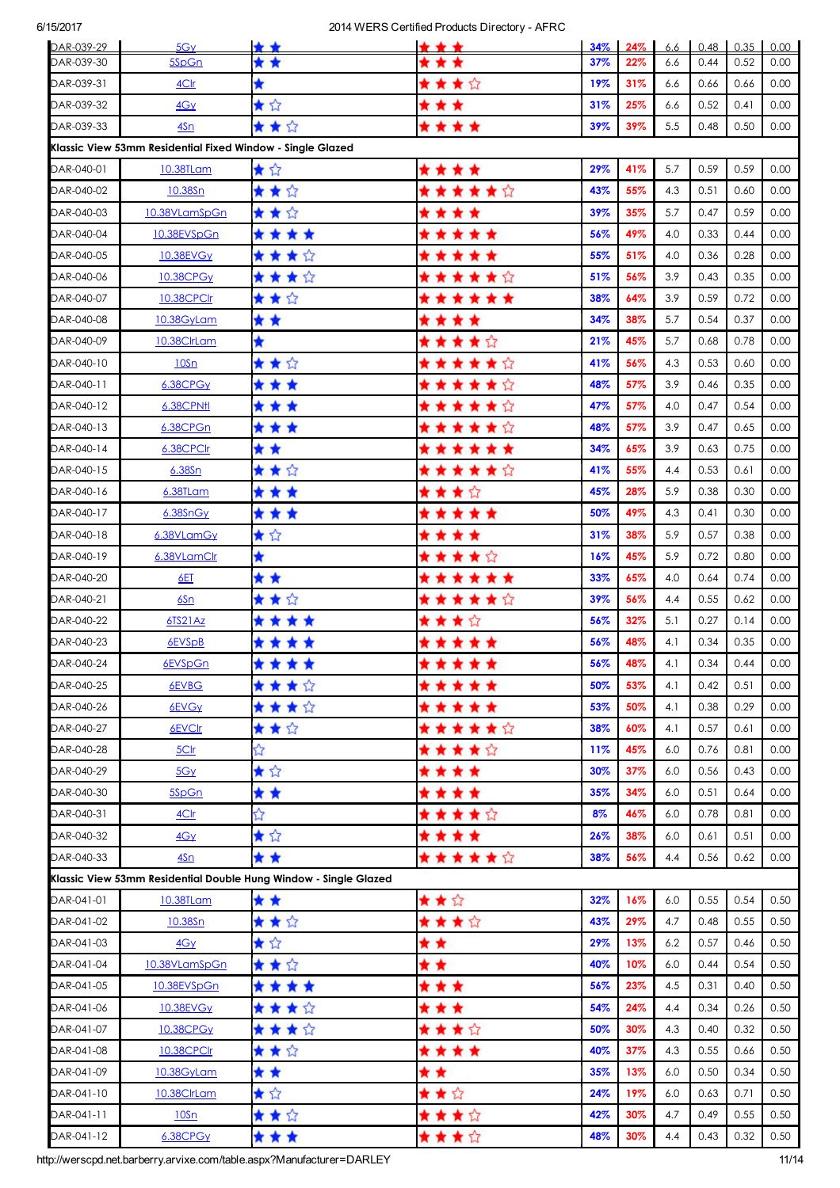| | | | | | | | | | |
|---|---|---|---|---|---|---|---|---|---|
| DAR-039-29 | 5Gy | ★★ | ★★★ | 34% | 24% | 6.6 | 0.48 | 0.35 | 0.00 |
| DAR-039-30 | 5SpGn | ★★ | ★★★ | 37% | 22% | 6.6 | 0.44 | 0.52 | 0.00 |
| DAR-039-31 | 4Clr | ★ | ★★★☆ | 19% | 31% | 6.6 | 0.66 | 0.66 | 0.00 |
| DAR-039-32 | 4Gy | ★☆ | ★★★ | 31% | 25% | 6.6 | 0.52 | 0.41 | 0.00 |
| DAR-039-33 | 4Sn | ★★☆ | ★★★★ | 39% | 39% | 5.5 | 0.48 | 0.50 | 0.00 |
| **Klassic View 53mm Residential Fixed Window - Single Glazed** | | | | | | | | | |
| DAR-040-01 | 10.38TLam | ★☆ | ★★★★ | 29% | 41% | 5.7 | 0.59 | 0.59 | 0.00 |
| DAR-040-02 | 10.38Sn | ★★☆ | ★★★★★☆ | 43% | 55% | 4.3 | 0.51 | 0.60 | 0.00 |
| DAR-040-03 | 10.38VLamSpGn | ★★☆ | ★★★★ | 39% | 35% | 5.7 | 0.47 | 0.59 | 0.00 |
| DAR-040-04 | 10.38EVSpGn | ★★★★ | ★★★★★ | 56% | 49% | 4.0 | 0.33 | 0.44 | 0.00 |
| DAR-040-05 | 10.38EVGy | ★★★☆ | ★★★★★ | 55% | 51% | 4.0 | 0.36 | 0.28 | 0.00 |
| DAR-040-06 | 10.38CPGy | ★★★☆ | ★★★★★☆ | 51% | 56% | 3.9 | 0.43 | 0.35 | 0.00 |
| DAR-040-07 | 10.38CPClr | ★★☆ | ★★★★★★ | 38% | 64% | 3.9 | 0.59 | 0.72 | 0.00 |
| DAR-040-08 | 10.38GyLam | ★★ | ★★★★ | 34% | 38% | 5.7 | 0.54 | 0.37 | 0.00 |
| DAR-040-09 | 10.38ClrLam | ★ | ★★★★☆ | 21% | 45% | 5.7 | 0.68 | 0.78 | 0.00 |
| DAR-040-10 | 10Sn | ★★☆ | ★★★★★☆ | 41% | 56% | 4.3 | 0.53 | 0.60 | 0.00 |
| DAR-040-11 | 6.38CPGy | ★★★ | ★★★★★☆ | 48% | 57% | 3.9 | 0.46 | 0.35 | 0.00 |
| DAR-040-12 | 6.38CPNtl | ★★★ | ★★★★★☆ | 47% | 57% | 4.0 | 0.47 | 0.54 | 0.00 |
| DAR-040-13 | 6.38CPGn | ★★★ | ★★★★★☆ | 48% | 57% | 3.9 | 0.47 | 0.65 | 0.00 |
| DAR-040-14 | 6.38CPClr | ★★ | ★★★★★★ | 34% | 65% | 3.9 | 0.63 | 0.75 | 0.00 |
| DAR-040-15 | 6.38Sn | ★★☆ | ★★★★★☆ | 41% | 55% | 4.4 | 0.53 | 0.61 | 0.00 |
| DAR-040-16 | 6.38TLam | ★★★ | ★★★☆ | 45% | 28% | 5.9 | 0.38 | 0.30 | 0.00 |
| DAR-040-17 | 6.38SnGy | ★★★ | ★★★★★ | 50% | 49% | 4.3 | 0.41 | 0.30 | 0.00 |
| DAR-040-18 | 6.38VLamGy | ★☆ | ★★★★ | 31% | 38% | 5.9 | 0.57 | 0.38 | 0.00 |
| DAR-040-19 | 6.38VLamClr | ★ | ★★★★☆ | 16% | 45% | 5.9 | 0.72 | 0.80 | 0.00 |
| DAR-040-20 | 6ET | ★★ | ★★★★★★ | 33% | 65% | 4.0 | 0.64 | 0.74 | 0.00 |
| DAR-040-21 | 6Sn | ★★☆ | ★★★★★☆ | 39% | 56% | 4.4 | 0.55 | 0.62 | 0.00 |
| DAR-040-22 | 6TS21Az | ★★★★ | ★★★☆ | 56% | 32% | 5.1 | 0.27 | 0.14 | 0.00 |
| DAR-040-23 | 6EVSpB | ★★★★ | ★★★★★ | 56% | 48% | 4.1 | 0.34 | 0.35 | 0.00 |
| DAR-040-24 | 6EVSpGn | ★★★★ | ★★★★★ | 56% | 48% | 4.1 | 0.34 | 0.44 | 0.00 |
| DAR-040-25 | 6EVBG | ★★★☆ | ★★★★★ | 50% | 53% | 4.1 | 0.42 | 0.51 | 0.00 |
| DAR-040-26 | 6EVGy | ★★★☆ | ★★★★★ | 53% | 50% | 4.1 | 0.38 | 0.29 | 0.00 |
| DAR-040-27 | 6EVClr | ★★☆ | ★★★★★☆ | 38% | 60% | 4.1 | 0.57 | 0.61 | 0.00 |
| DAR-040-28 | 5Clr | ☆ | ★★★★☆ | 11% | 45% | 6.0 | 0.76 | 0.81 | 0.00 |
| DAR-040-29 | 5Gy | ★☆ | ★★★★ | 30% | 37% | 6.0 | 0.56 | 0.43 | 0.00 |
| DAR-040-30 | 5SpGn | ★★ | ★★★★ | 35% | 34% | 6.0 | 0.51 | 0.64 | 0.00 |
| DAR-040-31 | 4Clr | ☆ | ★★★★☆ | 8% | 46% | 6.0 | 0.78 | 0.81 | 0.00 |
| DAR-040-32 | 4Gy | ★☆ | ★★★★ | 26% | 38% | 6.0 | 0.61 | 0.51 | 0.00 |
| DAR-040-33 | 4Sn | ★★ | ★★★★★☆ | 38% | 56% | 4.4 | 0.56 | 0.62 | 0.00 |
| **Klassic View 53mm Residential Double Hung Window - Single Glazed** | | | | | | | | | |
| DAR-041-01 | 10.38TLam | ★★ | ★★☆ | 32% | 16% | 6.0 | 0.55 | 0.54 | 0.50 |
| DAR-041-02 | 10.38Sn | ★★☆ | ★★★☆ | 43% | 29% | 4.7 | 0.48 | 0.55 | 0.50 |
| DAR-041-03 | 4Gy | ★☆ | ★★ | 29% | 13% | 6.2 | 0.57 | 0.46 | 0.50 |
| DAR-041-04 | 10.38VLamSpGn | ★★☆ | ★★ | 40% | 10% | 6.0 | 0.44 | 0.54 | 0.50 |
| DAR-041-05 | 10.38EVSpGn | ★★★★ | ★★★ | 56% | 23% | 4.5 | 0.31 | 0.40 | 0.50 |
| DAR-041-06 | 10.38EVGy | ★★★☆ | ★★★ | 54% | 24% | 4.4 | 0.34 | 0.26 | 0.50 |
| DAR-041-07 | 10.38CPGy | ★★★☆ | ★★★☆ | 50% | 30% | 4.3 | 0.40 | 0.32 | 0.50 |
| DAR-041-08 | 10.38CPClr | ★★☆ | ★★★★ | 40% | 37% | 4.3 | 0.55 | 0.66 | 0.50 |
| DAR-041-09 | 10.38GyLam | ★★ | ★★ | 35% | 13% | 6.0 | 0.50 | 0.34 | 0.50 |
| DAR-041-10 | 10.38ClrLam | ★☆ | ★★☆ | 24% | 19% | 6.0 | 0.63 | 0.71 | 0.50 |
| DAR-041-11 | 10Sn | ★★☆ | ★★★☆ | 42% | 30% | 4.7 | 0.49 | 0.55 | 0.50 |
| DAR-041-12 | 6.38CPGy | ★★★ | ★★★☆ | 48% | 30% | 4.4 | 0.43 | 0.32 | 0.50 |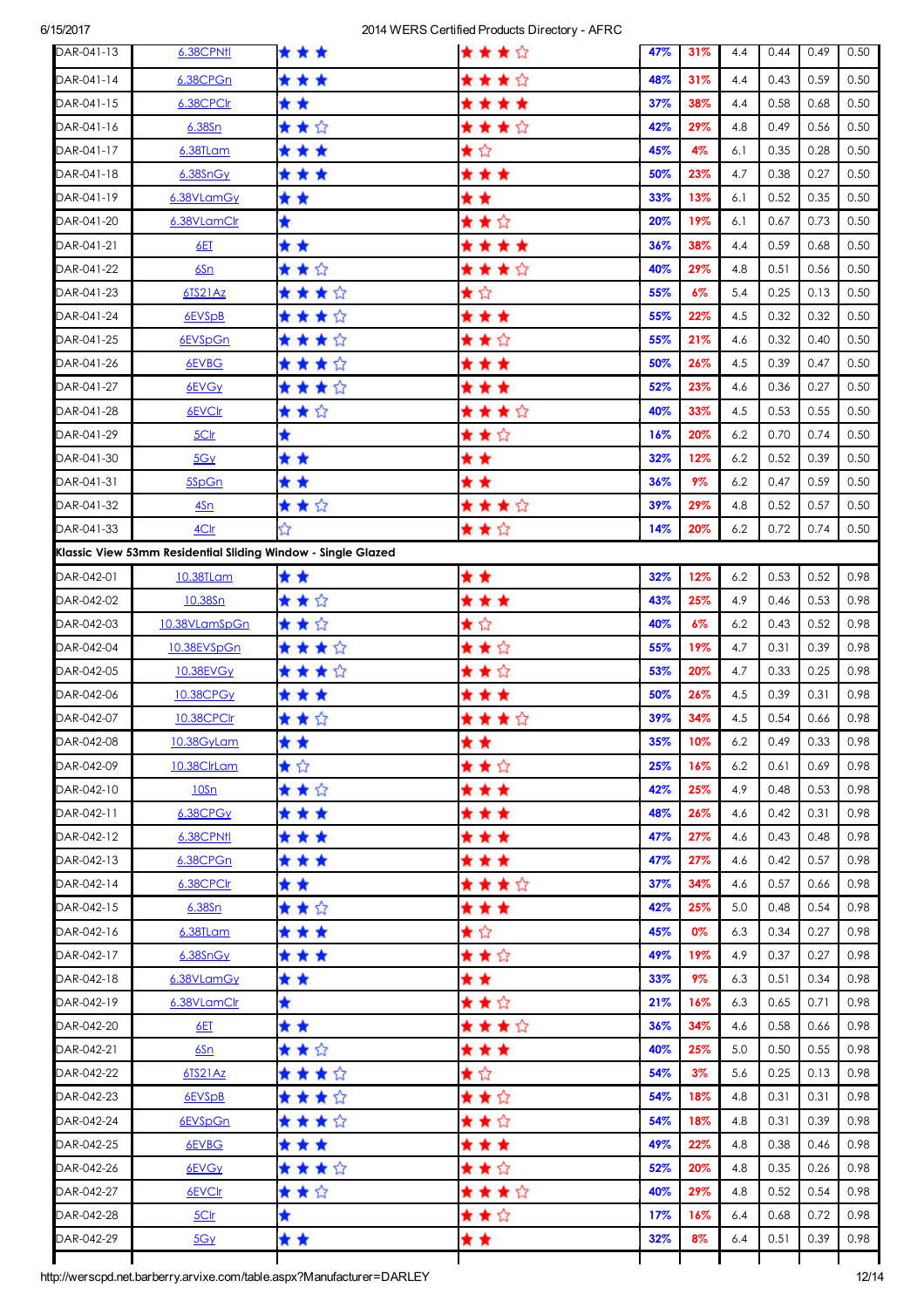| | | | | | | | | | |
|---|---|---|---|---|---|---|---|---|---|
| DAR-041-13 | 6.38CPNtl | ★★★ | ★★★☆ | 47% | 31% | 4.4 | 0.44 | 0.49 | 0.50 |
| DAR-041-14 | 6.38CPGn | ★★★ | ★★★☆ | 48% | 31% | 4.4 | 0.43 | 0.59 | 0.50 |
| DAR-041-15 | 6.38CPClr | ★★ | ★★★★ | 37% | 38% | 4.4 | 0.58 | 0.68 | 0.50 |
| DAR-041-16 | 6.38Sn | ★★☆ | ★★★☆ | 42% | 29% | 4.8 | 0.49 | 0.56 | 0.50 |
| DAR-041-17 | 6.38TLam | ★★★ | ★☆ | 45% | 4% | 6.1 | 0.35 | 0.28 | 0.50 |
| DAR-041-18 | 6.38SnGy | ★★★ | ★★★ | 50% | 23% | 4.7 | 0.38 | 0.27 | 0.50 |
| DAR-041-19 | 6.38VLamGy | ★★ | ★★ | 33% | 13% | 6.1 | 0.52 | 0.35 | 0.50 |
| DAR-041-20 | 6.38VLamClr | ★ | ★★☆ | 20% | 19% | 6.1 | 0.67 | 0.73 | 0.50 |
| DAR-041-21 | 6ET | ★★ | ★★★★ | 36% | 38% | 4.4 | 0.59 | 0.68 | 0.50 |
| DAR-041-22 | 6Sn | ★★☆ | ★★★☆ | 40% | 29% | 4.8 | 0.51 | 0.56 | 0.50 |
| DAR-041-23 | 6TS21Az | ★★★☆ | ★☆ | 55% | 6% | 5.4 | 0.25 | 0.13 | 0.50 |
| DAR-041-24 | 6EVSpB | ★★★☆ | ★★★ | 55% | 22% | 4.5 | 0.32 | 0.32 | 0.50 |
| DAR-041-25 | 6EVSpGn | ★★★☆ | ★★☆ | 55% | 21% | 4.6 | 0.32 | 0.40 | 0.50 |
| DAR-041-26 | 6EVBG | ★★★☆ | ★★★ | 50% | 26% | 4.5 | 0.39 | 0.47 | 0.50 |
| DAR-041-27 | 6EVGy | ★★★☆ | ★★★ | 52% | 23% | 4.6 | 0.36 | 0.27 | 0.50 |
| DAR-041-28 | 6EVClr | ★★☆ | ★★★☆ | 40% | 33% | 4.5 | 0.53 | 0.55 | 0.50 |
| DAR-041-29 | 5Clr | ★ | ★★☆ | 16% | 20% | 6.2 | 0.70 | 0.74 | 0.50 |
| DAR-041-30 | 5Gy | ★★ | ★★ | 32% | 12% | 6.2 | 0.52 | 0.39 | 0.50 |
| DAR-041-31 | 5SpGn | ★★ | ★★ | 36% | 9% | 6.2 | 0.47 | 0.59 | 0.50 |
| DAR-041-32 | 4Sn | ★★☆ | ★★★☆ | 39% | 29% | 4.8 | 0.52 | 0.57 | 0.50 |
| DAR-041-33 | 4Clr | ☆ | ★★☆ | 14% | 20% | 6.2 | 0.72 | 0.74 | 0.50 |
| **Klassic View 53mm Residential Sliding Window - Single Glazed** | | | | | | | | | |
| DAR-042-01 | 10.38TLam | ★★ | ★★ | 32% | 12% | 6.2 | 0.53 | 0.52 | 0.98 |
| DAR-042-02 | 10.38Sn | ★★☆ | ★★★ | 43% | 25% | 4.9 | 0.46 | 0.53 | 0.98 |
| DAR-042-03 | 10.38VLamSpGn | ★★☆ | ★☆ | 40% | 6% | 6.2 | 0.43 | 0.52 | 0.98 |
| DAR-042-04 | 10.38EVSpGn | ★★★☆ | ★★☆ | 55% | 19% | 4.7 | 0.31 | 0.39 | 0.98 |
| DAR-042-05 | 10.38EVGy | ★★★☆ | ★★☆ | 53% | 20% | 4.7 | 0.33 | 0.25 | 0.98 |
| DAR-042-06 | 10.38CPGy | ★★★ | ★★★ | 50% | 26% | 4.5 | 0.39 | 0.31 | 0.98 |
| DAR-042-07 | 10.38CPClr | ★★☆ | ★★★☆ | 39% | 34% | 4.5 | 0.54 | 0.66 | 0.98 |
| DAR-042-08 | 10.38GyLam | ★★ | ★★ | 35% | 10% | 6.2 | 0.49 | 0.33 | 0.98 |
| DAR-042-09 | 10.38ClrLam | ★☆ | ★★☆ | 25% | 16% | 6.2 | 0.61 | 0.69 | 0.98 |
| DAR-042-10 | 10Sn | ★★☆ | ★★★ | 42% | 25% | 4.9 | 0.48 | 0.53 | 0.98 |
| DAR-042-11 | 6.38CPGy | ★★★ | ★★★ | 48% | 26% | 4.6 | 0.42 | 0.31 | 0.98 |
| DAR-042-12 | 6.38CPNtl | ★★★ | ★★★ | 47% | 27% | 4.6 | 0.43 | 0.48 | 0.98 |
| DAR-042-13 | 6.38CPGn | ★★★ | ★★★ | 47% | 27% | 4.6 | 0.42 | 0.57 | 0.98 |
| DAR-042-14 | 6.38CPClr | ★★ | ★★★☆ | 37% | 34% | 4.6 | 0.57 | 0.66 | 0.98 |
| DAR-042-15 | 6.38Sn | ★★☆ | ★★★ | 42% | 25% | 5.0 | 0.48 | 0.54 | 0.98 |
| DAR-042-16 | 6.38TLam | ★★★ | ★☆ | 45% | 0% | 6.3 | 0.34 | 0.27 | 0.98 |
| DAR-042-17 | 6.38SnGy | ★★★ | ★★☆ | 49% | 19% | 4.9 | 0.37 | 0.27 | 0.98 |
| DAR-042-18 | 6.38VLamGy | ★★ | ★★ | 33% | 9% | 6.3 | 0.51 | 0.34 | 0.98 |
| DAR-042-19 | 6.38VLamClr | ★ | ★★☆ | 21% | 16% | 6.3 | 0.65 | 0.71 | 0.98 |
| DAR-042-20 | 6ET | ★★ | ★★★☆ | 36% | 34% | 4.6 | 0.58 | 0.66 | 0.98 |
| DAR-042-21 | 6Sn | ★★☆ | ★★★ | 40% | 25% | 5.0 | 0.50 | 0.55 | 0.98 |
| DAR-042-22 | 6TS21Az | ★★★☆ | ★☆ | 54% | 3% | 5.6 | 0.25 | 0.13 | 0.98 |
| DAR-042-23 | 6EVSpB | ★★★☆ | ★★☆ | 54% | 18% | 4.8 | 0.31 | 0.31 | 0.98 |
| DAR-042-24 | 6EVSpGn | ★★★☆ | ★★☆ | 54% | 18% | 4.8 | 0.31 | 0.39 | 0.98 |
| DAR-042-25 | 6EVBG | ★★★ | ★★★ | 49% | 22% | 4.8 | 0.38 | 0.46 | 0.98 |
| DAR-042-26 | 6EVGy | ★★★☆ | ★★☆ | 52% | 20% | 4.8 | 0.35 | 0.26 | 0.98 |
| DAR-042-27 | 6EVClr | ★★☆ | ★★★☆ | 40% | 29% | 4.8 | 0.52 | 0.54 | 0.98 |
| DAR-042-28 | 5Clr | ★ | ★★☆ | 17% | 16% | 6.4 | 0.68 | 0.72 | 0.98 |
| DAR-042-29 | 5Gy | ★★ | ★★ | 32% | 8% | 6.4 | 0.51 | 0.39 | 0.98 |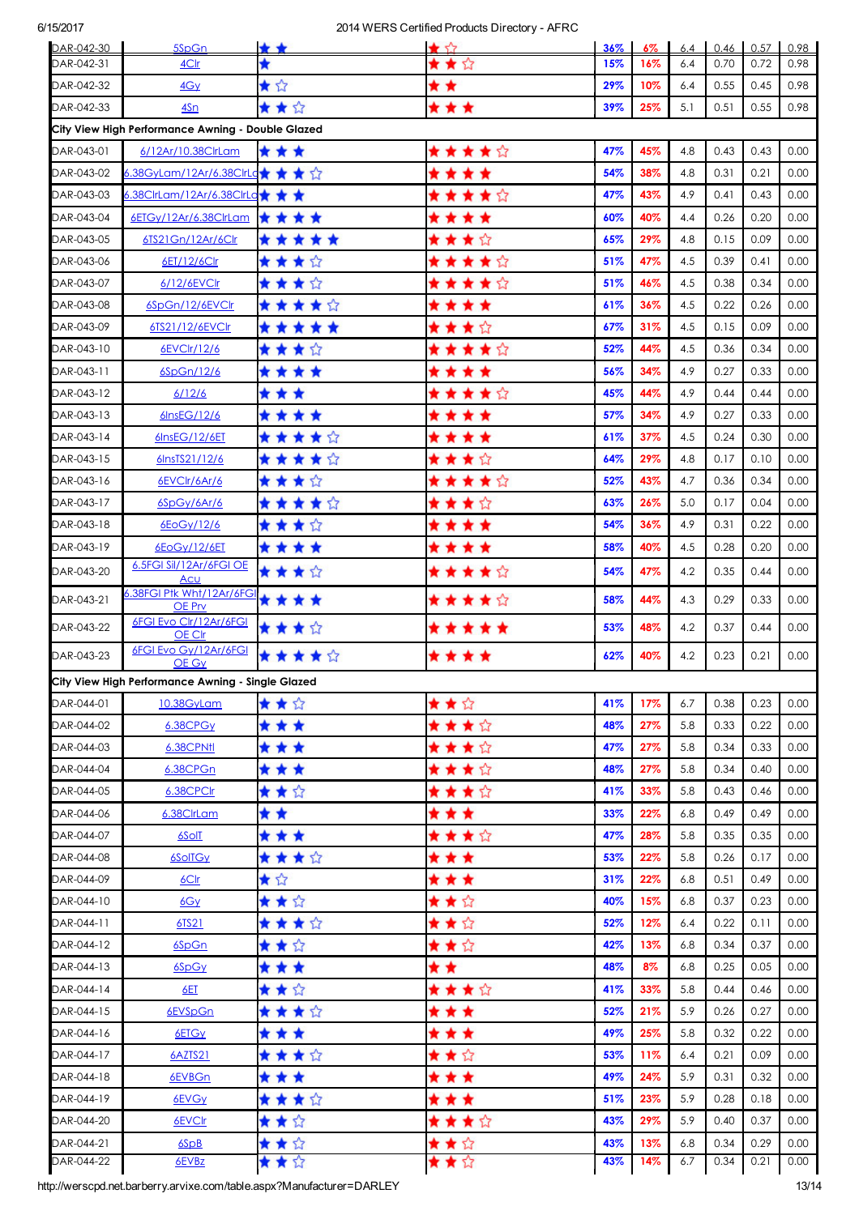| | | | | | | | | | |
|---|---|---|---|---|---|---|---|---|---|
| DAR-042-30 | 5SpGn | ★★ | ★☆ | 36% | 6% | 6.4 | 0.46 | 0.57 | 0.98 |
| DAR-042-31 | 4Clr | ★ | ★★☆ | 15% | 16% | 6.4 | 0.70 | 0.72 | 0.98 |
| DAR-042-32 | 4Gy | ★☆ | ★★ | 29% | 10% | 6.4 | 0.55 | 0.45 | 0.98 |
| DAR-042-33 | 4Sn | ★★☆ | ★★★ | 39% | 25% | 5.1 | 0.51 | 0.55 | 0.98 |
| **City View High Performance Awning - Double Glazed** | | | | | | | | | |
| DAR-043-01 | 6/12Ar/10.38ClrLam | ★★★ | ★★★★☆ | 47% | 45% | 4.8 | 0.43 | 0.43 | 0.00 |
| DAR-043-02 | 6.38GyLam/12Ar/6.38ClrLam | ★★★☆ | ★★★★ | 54% | 38% | 4.8 | 0.31 | 0.21 | 0.00 |
| DAR-043-03 | 6.38ClrLam/12Ar/6.38ClrLam | ★★★ | ★★★★☆ | 47% | 43% | 4.9 | 0.41 | 0.43 | 0.00 |
| DAR-043-04 | 6ETGy/12Ar/6.38ClrLam | ★★★★ | ★★★★ | 60% | 40% | 4.4 | 0.26 | 0.20 | 0.00 |
| DAR-043-05 | 6TS21Gn/12Ar/6Clr | ★★★★★ | ★★★☆ | 65% | 29% | 4.8 | 0.15 | 0.09 | 0.00 |
| DAR-043-06 | 6ET/12/6Clr | ★★★☆ | ★★★★☆ | 51% | 47% | 4.5 | 0.39 | 0.41 | 0.00 |
| DAR-043-07 | 6/12/6EVClr | ★★★☆ | ★★★★☆ | 51% | 46% | 4.5 | 0.38 | 0.34 | 0.00 |
| DAR-043-08 | 6SpGn/12/6EVClr | ★★★★☆ | ★★★★ | 61% | 36% | 4.5 | 0.22 | 0.26 | 0.00 |
| DAR-043-09 | 6TS21/12/6EVClr | ★★★★★ | ★★★☆ | 67% | 31% | 4.5 | 0.15 | 0.09 | 0.00 |
| DAR-043-10 | 6EVClr/12/6 | ★★★☆ | ★★★★☆ | 52% | 44% | 4.5 | 0.36 | 0.34 | 0.00 |
| DAR-043-11 | 6SpGn/12/6 | ★★★★ | ★★★★ | 56% | 34% | 4.9 | 0.27 | 0.33 | 0.00 |
| DAR-043-12 | 6/12/6 | ★★★ | ★★★★☆ | 45% | 44% | 4.9 | 0.44 | 0.44 | 0.00 |
| DAR-043-13 | 6InsEG/12/6 | ★★★★ | ★★★★ | 57% | 34% | 4.9 | 0.27 | 0.33 | 0.00 |
| DAR-043-14 | 6InsEG/12/6ET | ★★★★☆ | ★★★★ | 61% | 37% | 4.5 | 0.24 | 0.30 | 0.00 |
| DAR-043-15 | 6InsTS21/12/6 | ★★★★☆ | ★★★☆ | 64% | 29% | 4.8 | 0.17 | 0.10 | 0.00 |
| DAR-043-16 | 6EVClr/6Ar/6 | ★★★☆ | ★★★★☆ | 52% | 43% | 4.7 | 0.36 | 0.34 | 0.00 |
| DAR-043-17 | 6SpGy/6Ar/6 | ★★★★☆ | ★★★☆ | 63% | 26% | 5.0 | 0.17 | 0.04 | 0.00 |
| DAR-043-18 | 6EoGy/12/6 | ★★★☆ | ★★★★ | 54% | 36% | 4.9 | 0.31 | 0.22 | 0.00 |
| DAR-043-19 | 6EoGy/12/6ET | ★★★★ | ★★★★ | 58% | 40% | 4.5 | 0.28 | 0.20 | 0.00 |
| DAR-043-20 | 6.5FGI Sil/12Ar/6FGI OE Acu | ★★★☆ | ★★★★☆ | 54% | 47% | 4.2 | 0.35 | 0.44 | 0.00 |
| DAR-043-21 | 6.38FGI Ptk Wht/12Ar/6FGI OE Prv | ★★★★ | ★★★★☆ | 58% | 44% | 4.3 | 0.29 | 0.33 | 0.00 |
| DAR-043-22 | 6FGI Evo Clr/12Ar/6FGI OE Clr | ★★★☆ | ★★★★★ | 53% | 48% | 4.2 | 0.37 | 0.44 | 0.00 |
| DAR-043-23 | 6FGI Evo Gy/12Ar/6FGI OE Gy | ★★★★☆ | ★★★★ | 62% | 40% | 4.2 | 0.23 | 0.21 | 0.00 |
| **City View High Performance Awning - Single Glazed** | | | | | | | | | |
| DAR-044-01 | 10.38GyLam | ★★☆ | ★★☆ | 41% | 17% | 6.7 | 0.38 | 0.23 | 0.00 |
| DAR-044-02 | 6.38CPGy | ★★★ | ★★★☆ | 48% | 27% | 5.8 | 0.33 | 0.22 | 0.00 |
| DAR-044-03 | 6.38CPNtl | ★★★ | ★★★☆ | 47% | 27% | 5.8 | 0.34 | 0.33 | 0.00 |
| DAR-044-04 | 6.38CPGn | ★★★ | ★★★☆ | 48% | 27% | 5.8 | 0.34 | 0.40 | 0.00 |
| DAR-044-05 | 6.38CPClr | ★★☆ | ★★★☆ | 41% | 33% | 5.8 | 0.43 | 0.46 | 0.00 |
| DAR-044-06 | 6.38ClrLam | ★★ | ★★★ | 33% | 22% | 6.8 | 0.49 | 0.49 | 0.00 |
| DAR-044-07 | 6SolT | ★★★ | ★★★☆ | 47% | 28% | 5.8 | 0.35 | 0.35 | 0.00 |
| DAR-044-08 | 6SolTGy | ★★★☆ | ★★★ | 53% | 22% | 5.8 | 0.26 | 0.17 | 0.00 |
| DAR-044-09 | 6Clr | ★☆ | ★★★ | 31% | 22% | 6.8 | 0.51 | 0.49 | 0.00 |
| DAR-044-10 | 6Gy | ★★☆ | ★★☆ | 40% | 15% | 6.8 | 0.37 | 0.23 | 0.00 |
| DAR-044-11 | 6TS21 | ★★★☆ | ★★☆ | 52% | 12% | 6.4 | 0.22 | 0.11 | 0.00 |
| DAR-044-12 | 6SpGn | ★★☆ | ★★☆ | 42% | 13% | 6.8 | 0.34 | 0.37 | 0.00 |
| DAR-044-13 | 6SpGy | ★★★ | ★★ | 48% | 8% | 6.8 | 0.25 | 0.05 | 0.00 |
| DAR-044-14 | 6ET | ★★☆ | ★★★☆ | 41% | 33% | 5.8 | 0.44 | 0.46 | 0.00 |
| DAR-044-15 | 6EVSpGn | ★★★☆ | ★★★ | 52% | 21% | 5.9 | 0.26 | 0.27 | 0.00 |
| DAR-044-16 | 6ETGy | ★★★ | ★★★ | 49% | 25% | 5.8 | 0.32 | 0.22 | 0.00 |
| DAR-044-17 | 6AZTS21 | ★★★☆ | ★★☆ | 53% | 11% | 6.4 | 0.21 | 0.09 | 0.00 |
| DAR-044-18 | 6EVBGn | ★★★ | ★★★ | 49% | 24% | 5.9 | 0.31 | 0.32 | 0.00 |
| DAR-044-19 | 6EVGy | ★★★☆ | ★★★ | 51% | 23% | 5.9 | 0.28 | 0.18 | 0.00 |
| DAR-044-20 | 6EVClr | ★★☆ | ★★★☆ | 43% | 29% | 5.9 | 0.40 | 0.37 | 0.00 |
| DAR-044-21 | 6SpB | ★★☆ | ★★☆ | 43% | 13% | 6.8 | 0.34 | 0.29 | 0.00 |
| DAR-044-22 | 6EVBz | ★★☆ | ★★☆ | 43% | 14% | 6.7 | 0.34 | 0.21 | 0.00 |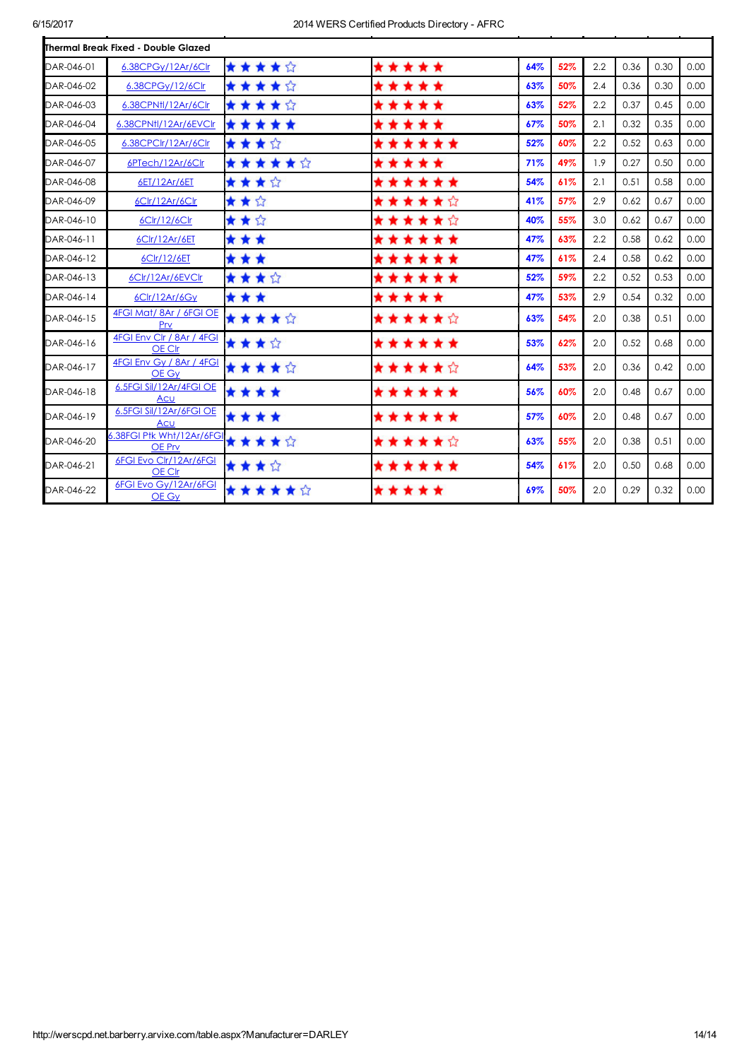| Thermal Break Fixed - Double Glazed | | | | | | | | | | |
|---|---|---|---|---|---|---|---|---|---|---|
| DAR-046-01 | 6.38CPGy/12Ar/6Clr | ★★★★☆ | ★★★★★ | 64% | 52% | 2.2 | 0.36 | 0.30 | 0.00 |
| DAR-046-02 | 6.38CPGy/12/6Clr | ★★★★☆ | ★★★★★ | 63% | 50% | 2.4 | 0.36 | 0.30 | 0.00 |
| DAR-046-03 | 6.38CPNtl/12Ar/6Clr | ★★★★☆ | ★★★★★ | 63% | 52% | 2.2 | 0.37 | 0.45 | 0.00 |
| DAR-046-04 | 6.38CPNtl/12Ar/6EVClr | ★★★★★ | ★★★★★ | 67% | 50% | 2.1 | 0.32 | 0.35 | 0.00 |
| DAR-046-05 | 6.38CPClr/12Ar/6Clr | ★★★☆ | ★★★★★★ | 52% | 60% | 2.2 | 0.52 | 0.63 | 0.00 |
| DAR-046-07 | 6PTech/12Ar/6Clr | ★★★★★☆ | ★★★★★ | 71% | 49% | 1.9 | 0.27 | 0.50 | 0.00 |
| DAR-046-08 | 6ET/12Ar/6ET | ★★★☆ | ★★★★★★ | 54% | 61% | 2.1 | 0.51 | 0.58 | 0.00 |
| DAR-046-09 | 6Clr/12Ar/6Clr | ★★☆ | ★★★★★☆ | 41% | 57% | 2.9 | 0.62 | 0.67 | 0.00 |
| DAR-046-10 | 6Clr/12/6Clr | ★★☆ | ★★★★★☆ | 40% | 55% | 3.0 | 0.62 | 0.67 | 0.00 |
| DAR-046-11 | 6Clr/12Ar/6ET | ★★★ | ★★★★★★ | 47% | 63% | 2.2 | 0.58 | 0.62 | 0.00 |
| DAR-046-12 | 6Clr/12/6ET | ★★★ | ★★★★★★ | 47% | 61% | 2.4 | 0.58 | 0.62 | 0.00 |
| DAR-046-13 | 6Clr/12Ar/6EVClr | ★★★☆ | ★★★★★★ | 52% | 59% | 2.2 | 0.52 | 0.53 | 0.00 |
| DAR-046-14 | 6Clr/12Ar/6Gy | ★★★ | ★★★★★ | 47% | 53% | 2.9 | 0.54 | 0.32 | 0.00 |
| DAR-046-15 | 4FGl Mat/ 8Ar / 6FGl OE Prv | ★★★★☆ | ★★★★★☆ | 63% | 54% | 2.0 | 0.38 | 0.51 | 0.00 |
| DAR-046-16 | 4FGl Env Clr / 8Ar / 4FGl OE Clr | ★★★☆ | ★★★★★★ | 53% | 62% | 2.0 | 0.52 | 0.68 | 0.00 |
| DAR-046-17 | 4FGl Env Gy / 8Ar / 4FGl OE Gy | ★★★★☆ | ★★★★★☆ | 64% | 53% | 2.0 | 0.36 | 0.42 | 0.00 |
| DAR-046-18 | 6.5FGl Sil/12Ar/4FGl OE Acu | ★★★★ | ★★★★★★ | 56% | 60% | 2.0 | 0.48 | 0.67 | 0.00 |
| DAR-046-19 | 6.5FGl Sil/12Ar/6FGl OE Acu | ★★★★ | ★★★★★★ | 57% | 60% | 2.0 | 0.48 | 0.67 | 0.00 |
| DAR-046-20 | 6.38FGl Ptk Wht/12Ar/6FGl OE Prv | ★★★★☆ | ★★★★★☆ | 63% | 55% | 2.0 | 0.38 | 0.51 | 0.00 |
| DAR-046-21 | 6FGl Evo Clr/12Ar/6FGl OE Clr | ★★★☆ | ★★★★★★ | 54% | 61% | 2.0 | 0.50 | 0.68 | 0.00 |
| DAR-046-22 | 6FGl Evo Gy/12Ar/6FGl OE Gy | ★★★★★☆ | ★★★★★ | 69% | 50% | 2.0 | 0.29 | 0.32 | 0.00 |